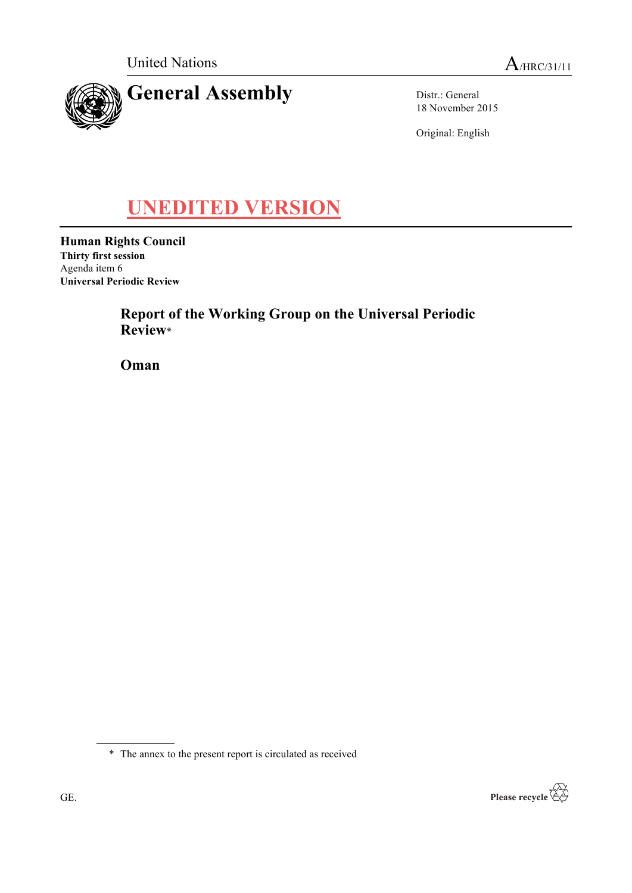United Nations

A/HRC/31/11

# General Assembly

Distr.: General
18 November 2015

Original: English

**UNEDITED VERSION**

**Human Rights Council**
**Thirty first session**
Agenda item 6
**Universal Periodic Review**

## Report of the Working Group on the Universal Periodic Review*

## Oman

\* The annex to the present report is circulated as received

GE.

Please recycle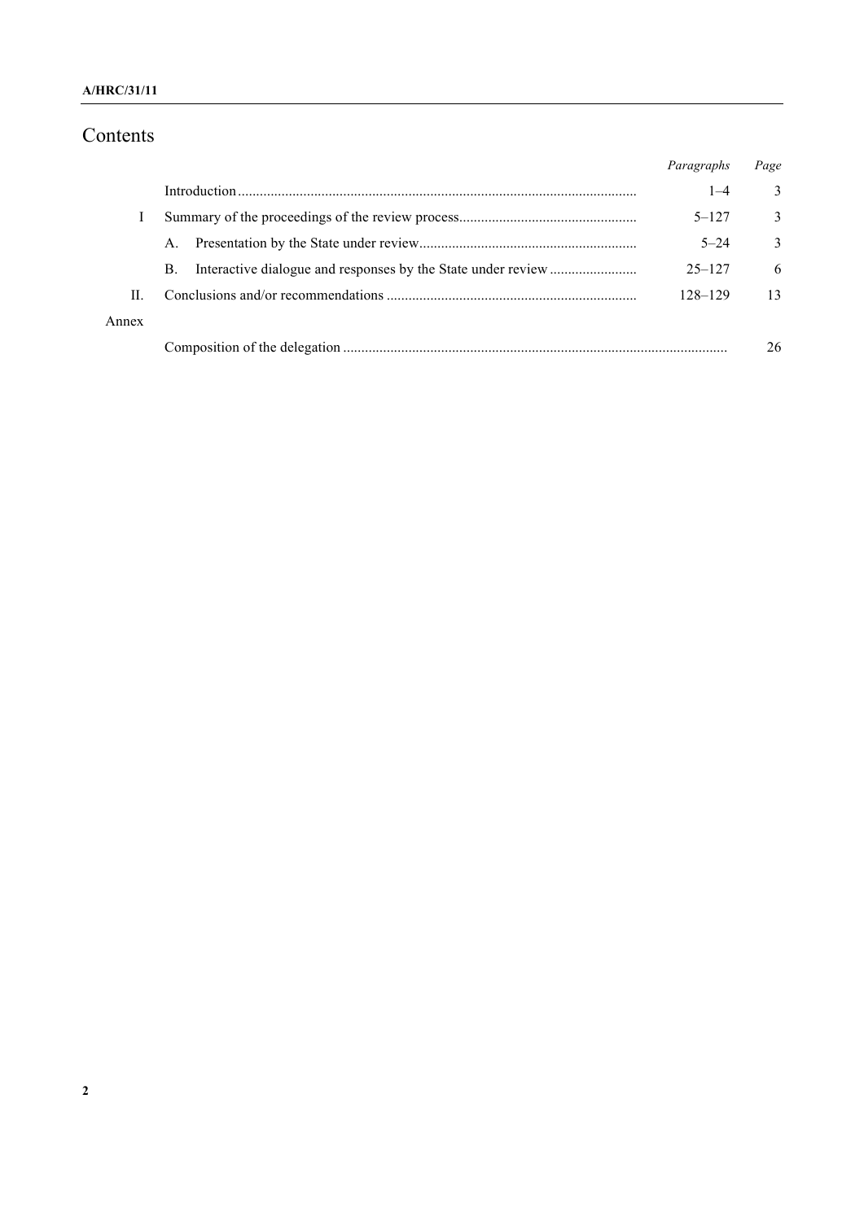# Contents

| | | *Paragraphs* | *Page* |
|---|---|---|---|
| | Introduction | 1–4 | 3 |
| I | Summary of the proceedings of the review process | 5–127 | 3 |
| | A. Presentation by the State under review | 5–24 | 3 |
| | B. Interactive dialogue and responses by the State under review | 25–127 | 6 |
| II. | Conclusions and/or recommendations | 128–129 | 13 |
| Annex | | | |
| | Composition of the delegation | | 26 |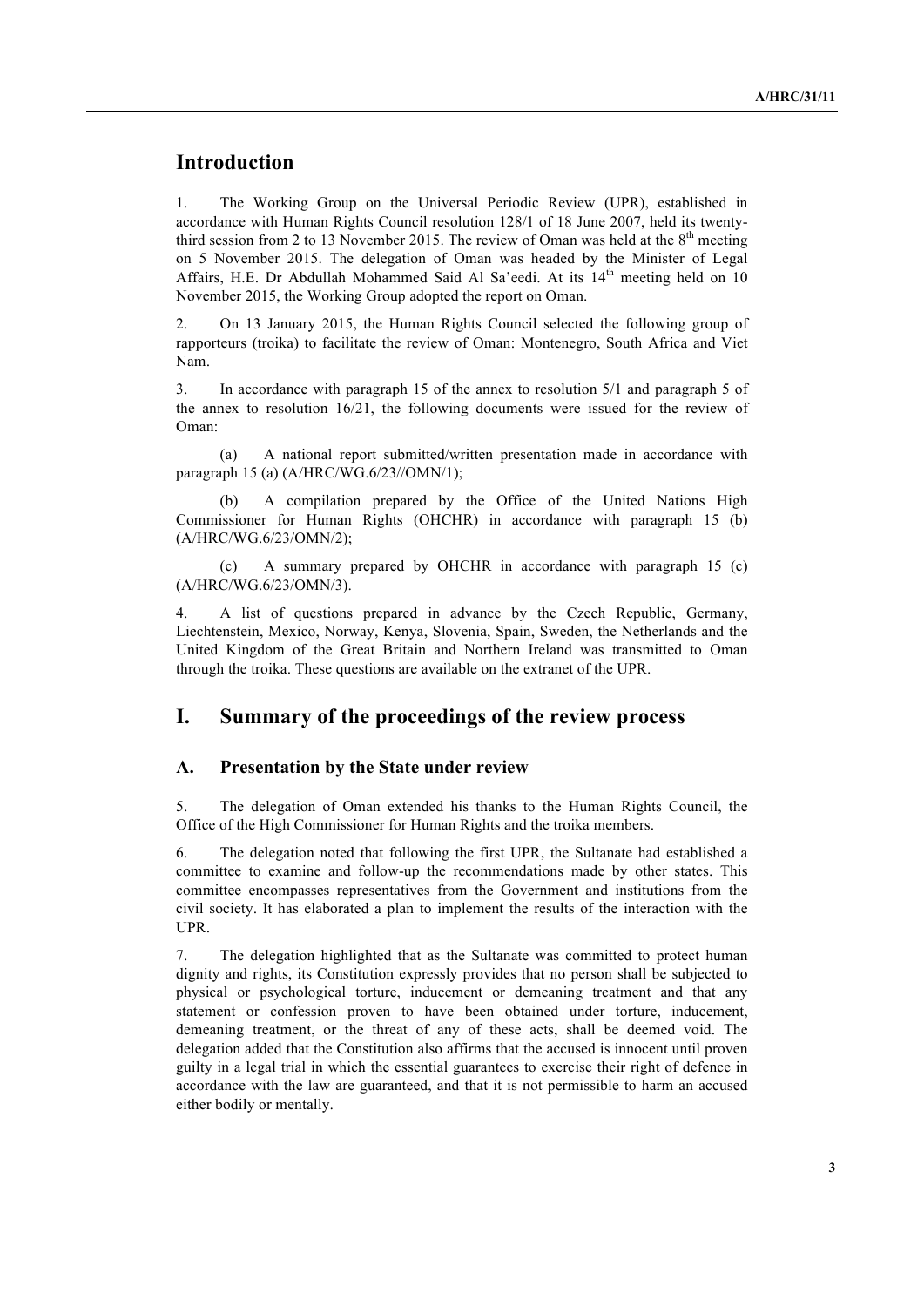## Introduction

1. The Working Group on the Universal Periodic Review (UPR), established in accordance with Human Rights Council resolution 128/1 of 18 June 2007, held its twenty-third session from 2 to 13 November 2015. The review of Oman was held at the 8th meeting on 5 November 2015. The delegation of Oman was headed by the Minister of Legal Affairs, H.E. Dr Abdullah Mohammed Said Al Sa'eedi. At its 14th meeting held on 10 November 2015, the Working Group adopted the report on Oman.

2. On 13 January 2015, the Human Rights Council selected the following group of rapporteurs (troika) to facilitate the review of Oman: Montenegro, South Africa and Viet Nam.

3. In accordance with paragraph 15 of the annex to resolution 5/1 and paragraph 5 of the annex to resolution 16/21, the following documents were issued for the review of Oman:

(a) A national report submitted/written presentation made in accordance with paragraph 15 (a) (A/HRC/WG.6/23//OMN/1);

(b) A compilation prepared by the Office of the United Nations High Commissioner for Human Rights (OHCHR) in accordance with paragraph 15 (b) (A/HRC/WG.6/23/OMN/2);

(c) A summary prepared by OHCHR in accordance with paragraph 15 (c) (A/HRC/WG.6/23/OMN/3).

4. A list of questions prepared in advance by the Czech Republic, Germany, Liechtenstein, Mexico, Norway, Kenya, Slovenia, Spain, Sweden, the Netherlands and the United Kingdom of the Great Britain and Northern Ireland was transmitted to Oman through the troika. These questions are available on the extranet of the UPR.

## I. Summary of the proceedings of the review process

### A. Presentation by the State under review

5. The delegation of Oman extended his thanks to the Human Rights Council, the Office of the High Commissioner for Human Rights and the troika members.

6. The delegation noted that following the first UPR, the Sultanate had established a committee to examine and follow-up the recommendations made by other states. This committee encompasses representatives from the Government and institutions from the civil society. It has elaborated a plan to implement the results of the interaction with the UPR.

7. The delegation highlighted that as the Sultanate was committed to protect human dignity and rights, its Constitution expressly provides that no person shall be subjected to physical or psychological torture, inducement or demeaning treatment and that any statement or confession proven to have been obtained under torture, inducement, demeaning treatment, or the threat of any of these acts, shall be deemed void. The delegation added that the Constitution also affirms that the accused is innocent until proven guilty in a legal trial in which the essential guarantees to exercise their right of defence in accordance with the law are guaranteed, and that it is not permissible to harm an accused either bodily or mentally.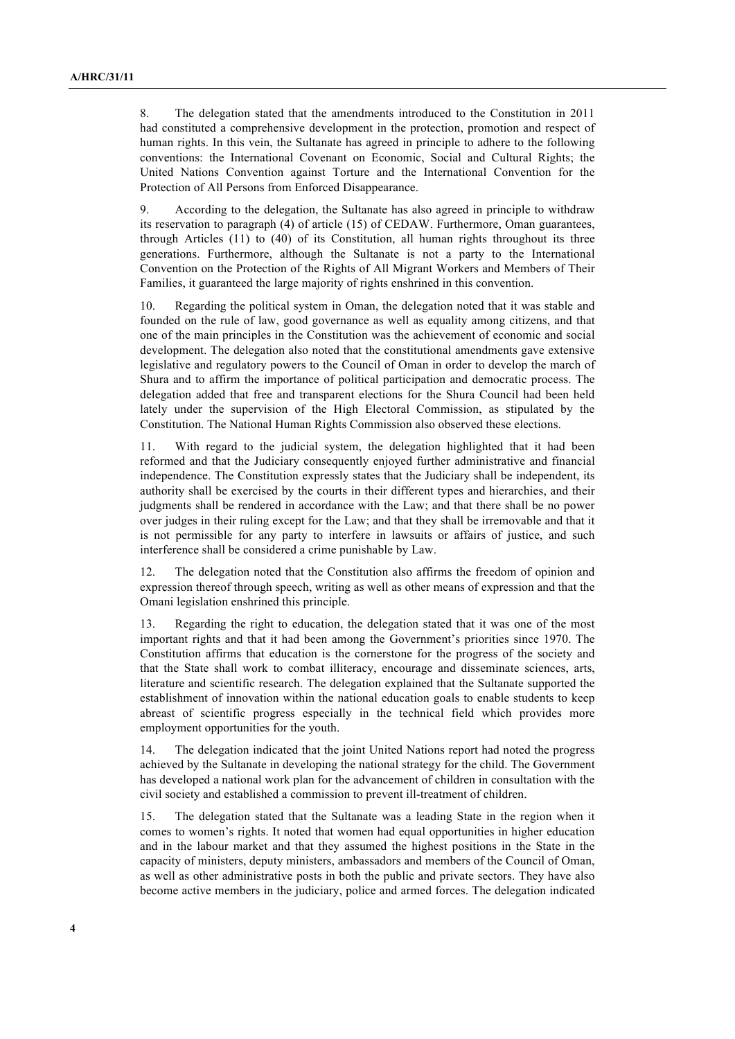8. The delegation stated that the amendments introduced to the Constitution in 2011 had constituted a comprehensive development in the protection, promotion and respect of human rights. In this vein, the Sultanate has agreed in principle to adhere to the following conventions: the International Covenant on Economic, Social and Cultural Rights; the United Nations Convention against Torture and the International Convention for the Protection of All Persons from Enforced Disappearance.

9. According to the delegation, the Sultanate has also agreed in principle to withdraw its reservation to paragraph (4) of article (15) of CEDAW. Furthermore, Oman guarantees, through Articles (11) to (40) of its Constitution, all human rights throughout its three generations. Furthermore, although the Sultanate is not a party to the International Convention on the Protection of the Rights of All Migrant Workers and Members of Their Families, it guaranteed the large majority of rights enshrined in this convention.

10. Regarding the political system in Oman, the delegation noted that it was stable and founded on the rule of law, good governance as well as equality among citizens, and that one of the main principles in the Constitution was the achievement of economic and social development. The delegation also noted that the constitutional amendments gave extensive legislative and regulatory powers to the Council of Oman in order to develop the march of Shura and to affirm the importance of political participation and democratic process. The delegation added that free and transparent elections for the Shura Council had been held lately under the supervision of the High Electoral Commission, as stipulated by the Constitution. The National Human Rights Commission also observed these elections.

11. With regard to the judicial system, the delegation highlighted that it had been reformed and that the Judiciary consequently enjoyed further administrative and financial independence. The Constitution expressly states that the Judiciary shall be independent, its authority shall be exercised by the courts in their different types and hierarchies, and their judgments shall be rendered in accordance with the Law; and that there shall be no power over judges in their ruling except for the Law; and that they shall be irremovable and that it is not permissible for any party to interfere in lawsuits or affairs of justice, and such interference shall be considered a crime punishable by Law.

12. The delegation noted that the Constitution also affirms the freedom of opinion and expression thereof through speech, writing as well as other means of expression and that the Omani legislation enshrined this principle.

13. Regarding the right to education, the delegation stated that it was one of the most important rights and that it had been among the Government's priorities since 1970. The Constitution affirms that education is the cornerstone for the progress of the society and that the State shall work to combat illiteracy, encourage and disseminate sciences, arts, literature and scientific research. The delegation explained that the Sultanate supported the establishment of innovation within the national education goals to enable students to keep abreast of scientific progress especially in the technical field which provides more employment opportunities for the youth.

14. The delegation indicated that the joint United Nations report had noted the progress achieved by the Sultanate in developing the national strategy for the child. The Government has developed a national work plan for the advancement of children in consultation with the civil society and established a commission to prevent ill-treatment of children.

15. The delegation stated that the Sultanate was a leading State in the region when it comes to women's rights. It noted that women had equal opportunities in higher education and in the labour market and that they assumed the highest positions in the State in the capacity of ministers, deputy ministers, ambassadors and members of the Council of Oman, as well as other administrative posts in both the public and private sectors. They have also become active members in the judiciary, police and armed forces. The delegation indicated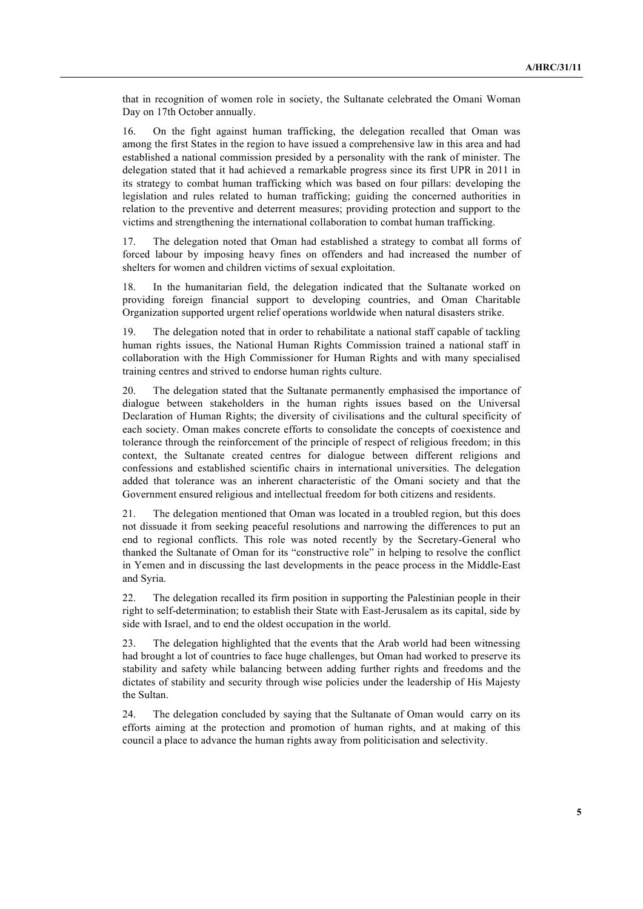that in recognition of women role in society, the Sultanate celebrated the Omani Woman Day on 17th October annually.

16. On the fight against human trafficking, the delegation recalled that Oman was among the first States in the region to have issued a comprehensive law in this area and had established a national commission presided by a personality with the rank of minister. The delegation stated that it had achieved a remarkable progress since its first UPR in 2011 in its strategy to combat human trafficking which was based on four pillars: developing the legislation and rules related to human trafficking; guiding the concerned authorities in relation to the preventive and deterrent measures; providing protection and support to the victims and strengthening the international collaboration to combat human trafficking.

17. The delegation noted that Oman had established a strategy to combat all forms of forced labour by imposing heavy fines on offenders and had increased the number of shelters for women and children victims of sexual exploitation.

18. In the humanitarian field, the delegation indicated that the Sultanate worked on providing foreign financial support to developing countries, and Oman Charitable Organization supported urgent relief operations worldwide when natural disasters strike.

19. The delegation noted that in order to rehabilitate a national staff capable of tackling human rights issues, the National Human Rights Commission trained a national staff in collaboration with the High Commissioner for Human Rights and with many specialised training centres and strived to endorse human rights culture.

20. The delegation stated that the Sultanate permanently emphasised the importance of dialogue between stakeholders in the human rights issues based on the Universal Declaration of Human Rights; the diversity of civilisations and the cultural specificity of each society. Oman makes concrete efforts to consolidate the concepts of coexistence and tolerance through the reinforcement of the principle of respect of religious freedom; in this context, the Sultanate created centres for dialogue between different religions and confessions and established scientific chairs in international universities. The delegation added that tolerance was an inherent characteristic of the Omani society and that the Government ensured religious and intellectual freedom for both citizens and residents.

21. The delegation mentioned that Oman was located in a troubled region, but this does not dissuade it from seeking peaceful resolutions and narrowing the differences to put an end to regional conflicts. This role was noted recently by the Secretary-General who thanked the Sultanate of Oman for its "constructive role" in helping to resolve the conflict in Yemen and in discussing the last developments in the peace process in the Middle-East and Syria.

22. The delegation recalled its firm position in supporting the Palestinian people in their right to self-determination; to establish their State with East-Jerusalem as its capital, side by side with Israel, and to end the oldest occupation in the world.

23. The delegation highlighted that the events that the Arab world had been witnessing had brought a lot of countries to face huge challenges, but Oman had worked to preserve its stability and safety while balancing between adding further rights and freedoms and the dictates of stability and security through wise policies under the leadership of His Majesty the Sultan.

24. The delegation concluded by saying that the Sultanate of Oman would carry on its efforts aiming at the protection and promotion of human rights, and at making of this council a place to advance the human rights away from politicisation and selectivity.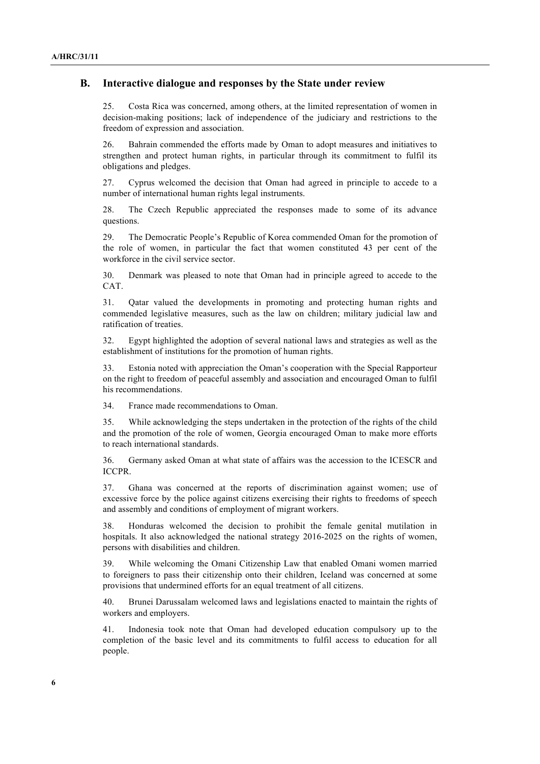## B. Interactive dialogue and responses by the State under review

25. Costa Rica was concerned, among others, at the limited representation of women in decision-making positions; lack of independence of the judiciary and restrictions to the freedom of expression and association.

26. Bahrain commended the efforts made by Oman to adopt measures and initiatives to strengthen and protect human rights, in particular through its commitment to fulfil its obligations and pledges.

27. Cyprus welcomed the decision that Oman had agreed in principle to accede to a number of international human rights legal instruments.

28. The Czech Republic appreciated the responses made to some of its advance questions.

29. The Democratic People's Republic of Korea commended Oman for the promotion of the role of women, in particular the fact that women constituted 43 per cent of the workforce in the civil service sector.

30. Denmark was pleased to note that Oman had in principle agreed to accede to the CAT.

31. Qatar valued the developments in promoting and protecting human rights and commended legislative measures, such as the law on children; military judicial law and ratification of treaties.

32. Egypt highlighted the adoption of several national laws and strategies as well as the establishment of institutions for the promotion of human rights.

33. Estonia noted with appreciation the Oman's cooperation with the Special Rapporteur on the right to freedom of peaceful assembly and association and encouraged Oman to fulfil his recommendations.

34. France made recommendations to Oman.

35. While acknowledging the steps undertaken in the protection of the rights of the child and the promotion of the role of women, Georgia encouraged Oman to make more efforts to reach international standards.

36. Germany asked Oman at what state of affairs was the accession to the ICESCR and ICCPR.

37. Ghana was concerned at the reports of discrimination against women; use of excessive force by the police against citizens exercising their rights to freedoms of speech and assembly and conditions of employment of migrant workers.

38. Honduras welcomed the decision to prohibit the female genital mutilation in hospitals. It also acknowledged the national strategy 2016-2025 on the rights of women, persons with disabilities and children.

39. While welcoming the Omani Citizenship Law that enabled Omani women married to foreigners to pass their citizenship onto their children, Iceland was concerned at some provisions that undermined efforts for an equal treatment of all citizens.

40. Brunei Darussalam welcomed laws and legislations enacted to maintain the rights of workers and employers.

41. Indonesia took note that Oman had developed education compulsory up to the completion of the basic level and its commitments to fulfil access to education for all people.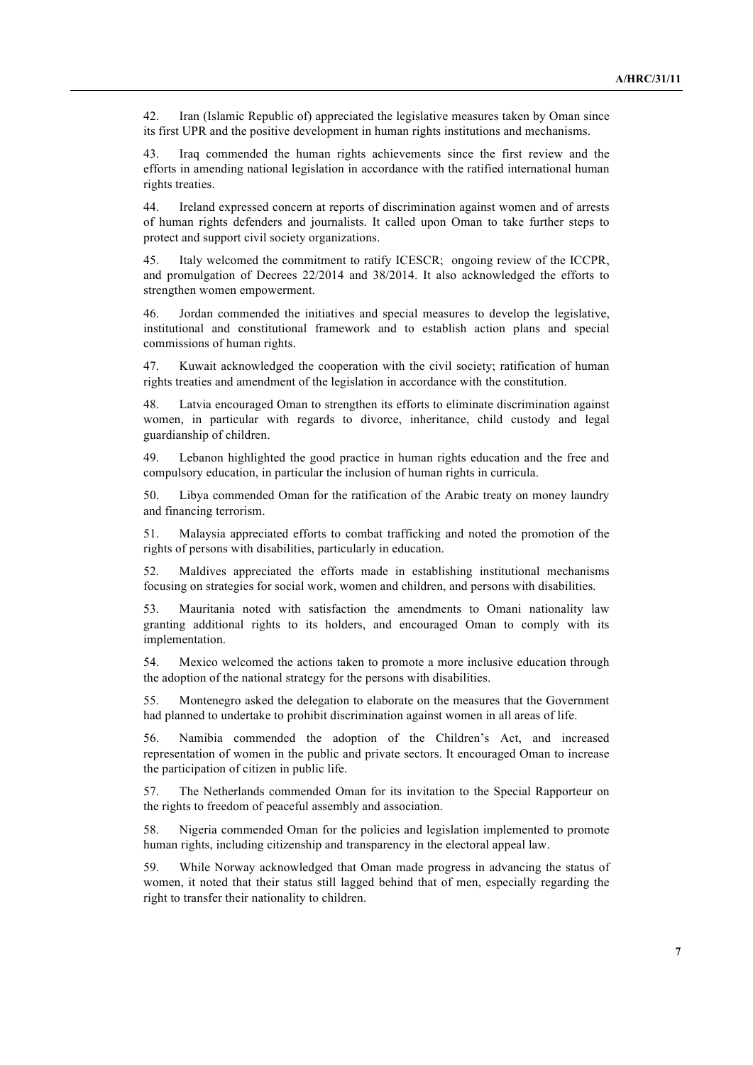42. Iran (Islamic Republic of) appreciated the legislative measures taken by Oman since its first UPR and the positive development in human rights institutions and mechanisms.

43. Iraq commended the human rights achievements since the first review and the efforts in amending national legislation in accordance with the ratified international human rights treaties.

44. Ireland expressed concern at reports of discrimination against women and of arrests of human rights defenders and journalists. It called upon Oman to take further steps to protect and support civil society organizations.

45. Italy welcomed the commitment to ratify ICESCR; ongoing review of the ICCPR, and promulgation of Decrees 22/2014 and 38/2014. It also acknowledged the efforts to strengthen women empowerment.

46. Jordan commended the initiatives and special measures to develop the legislative, institutional and constitutional framework and to establish action plans and special commissions of human rights.

47. Kuwait acknowledged the cooperation with the civil society; ratification of human rights treaties and amendment of the legislation in accordance with the constitution.

48. Latvia encouraged Oman to strengthen its efforts to eliminate discrimination against women, in particular with regards to divorce, inheritance, child custody and legal guardianship of children.

49. Lebanon highlighted the good practice in human rights education and the free and compulsory education, in particular the inclusion of human rights in curricula.

50. Libya commended Oman for the ratification of the Arabic treaty on money laundry and financing terrorism.

51. Malaysia appreciated efforts to combat trafficking and noted the promotion of the rights of persons with disabilities, particularly in education.

52. Maldives appreciated the efforts made in establishing institutional mechanisms focusing on strategies for social work, women and children, and persons with disabilities.

53. Mauritania noted with satisfaction the amendments to Omani nationality law granting additional rights to its holders, and encouraged Oman to comply with its implementation.

54. Mexico welcomed the actions taken to promote a more inclusive education through the adoption of the national strategy for the persons with disabilities.

55. Montenegro asked the delegation to elaborate on the measures that the Government had planned to undertake to prohibit discrimination against women in all areas of life.

56. Namibia commended the adoption of the Children's Act, and increased representation of women in the public and private sectors. It encouraged Oman to increase the participation of citizen in public life.

57. The Netherlands commended Oman for its invitation to the Special Rapporteur on the rights to freedom of peaceful assembly and association.

58. Nigeria commended Oman for the policies and legislation implemented to promote human rights, including citizenship and transparency in the electoral appeal law.

59. While Norway acknowledged that Oman made progress in advancing the status of women, it noted that their status still lagged behind that of men, especially regarding the right to transfer their nationality to children.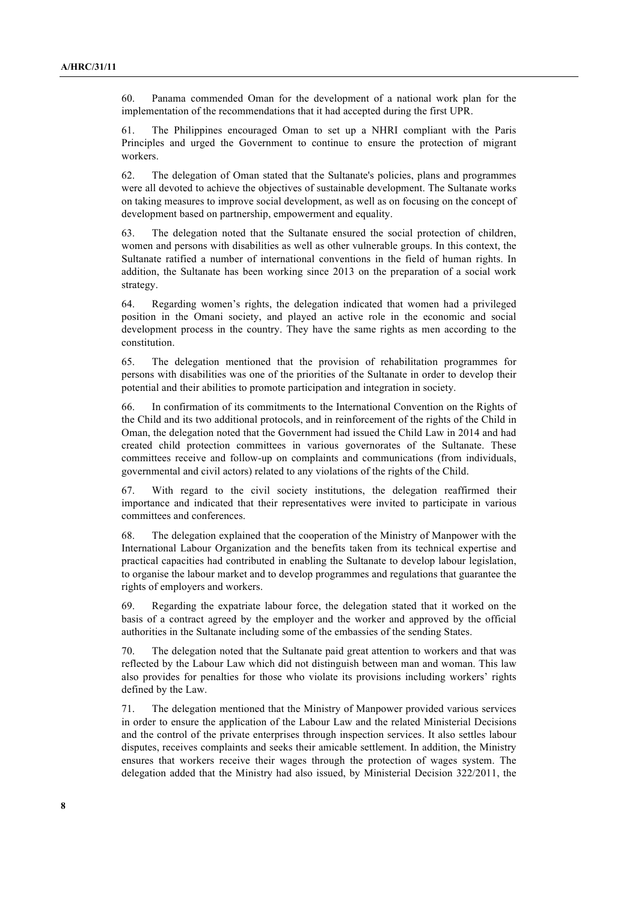60. Panama commended Oman for the development of a national work plan for the implementation of the recommendations that it had accepted during the first UPR.

61. The Philippines encouraged Oman to set up a NHRI compliant with the Paris Principles and urged the Government to continue to ensure the protection of migrant workers.

62. The delegation of Oman stated that the Sultanate's policies, plans and programmes were all devoted to achieve the objectives of sustainable development. The Sultanate works on taking measures to improve social development, as well as on focusing on the concept of development based on partnership, empowerment and equality.

63. The delegation noted that the Sultanate ensured the social protection of children, women and persons with disabilities as well as other vulnerable groups. In this context, the Sultanate ratified a number of international conventions in the field of human rights. In addition, the Sultanate has been working since 2013 on the preparation of a social work strategy.

64. Regarding women's rights, the delegation indicated that women had a privileged position in the Omani society, and played an active role in the economic and social development process in the country. They have the same rights as men according to the constitution.

65. The delegation mentioned that the provision of rehabilitation programmes for persons with disabilities was one of the priorities of the Sultanate in order to develop their potential and their abilities to promote participation and integration in society.

66. In confirmation of its commitments to the International Convention on the Rights of the Child and its two additional protocols, and in reinforcement of the rights of the Child in Oman, the delegation noted that the Government had issued the Child Law in 2014 and had created child protection committees in various governorates of the Sultanate. These committees receive and follow-up on complaints and communications (from individuals, governmental and civil actors) related to any violations of the rights of the Child.

67. With regard to the civil society institutions, the delegation reaffirmed their importance and indicated that their representatives were invited to participate in various committees and conferences.

68. The delegation explained that the cooperation of the Ministry of Manpower with the International Labour Organization and the benefits taken from its technical expertise and practical capacities had contributed in enabling the Sultanate to develop labour legislation, to organise the labour market and to develop programmes and regulations that guarantee the rights of employers and workers.

69. Regarding the expatriate labour force, the delegation stated that it worked on the basis of a contract agreed by the employer and the worker and approved by the official authorities in the Sultanate including some of the embassies of the sending States.

70. The delegation noted that the Sultanate paid great attention to workers and that was reflected by the Labour Law which did not distinguish between man and woman. This law also provides for penalties for those who violate its provisions including workers' rights defined by the Law.

71. The delegation mentioned that the Ministry of Manpower provided various services in order to ensure the application of the Labour Law and the related Ministerial Decisions and the control of the private enterprises through inspection services. It also settles labour disputes, receives complaints and seeks their amicable settlement. In addition, the Ministry ensures that workers receive their wages through the protection of wages system. The delegation added that the Ministry had also issued, by Ministerial Decision 322/2011, the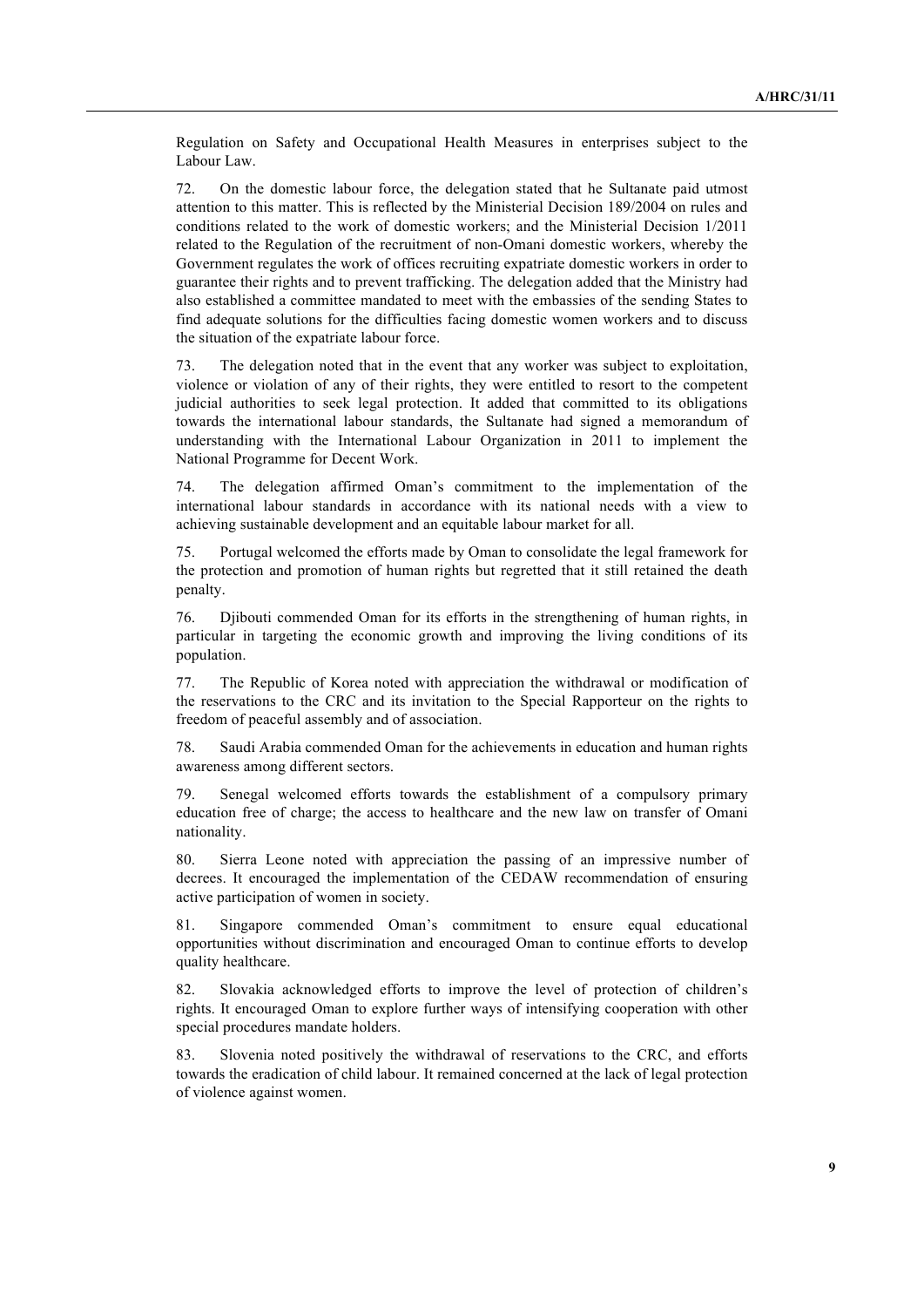Regulation on Safety and Occupational Health Measures in enterprises subject to the Labour Law.

72. On the domestic labour force, the delegation stated that he Sultanate paid utmost attention to this matter. This is reflected by the Ministerial Decision 189/2004 on rules and conditions related to the work of domestic workers; and the Ministerial Decision 1/2011 related to the Regulation of the recruitment of non-Omani domestic workers, whereby the Government regulates the work of offices recruiting expatriate domestic workers in order to guarantee their rights and to prevent trafficking. The delegation added that the Ministry had also established a committee mandated to meet with the embassies of the sending States to find adequate solutions for the difficulties facing domestic women workers and to discuss the situation of the expatriate labour force.

73. The delegation noted that in the event that any worker was subject to exploitation, violence or violation of any of their rights, they were entitled to resort to the competent judicial authorities to seek legal protection. It added that committed to its obligations towards the international labour standards, the Sultanate had signed a memorandum of understanding with the International Labour Organization in 2011 to implement the National Programme for Decent Work.

74. The delegation affirmed Oman's commitment to the implementation of the international labour standards in accordance with its national needs with a view to achieving sustainable development and an equitable labour market for all.

75. Portugal welcomed the efforts made by Oman to consolidate the legal framework for the protection and promotion of human rights but regretted that it still retained the death penalty.

76. Djibouti commended Oman for its efforts in the strengthening of human rights, in particular in targeting the economic growth and improving the living conditions of its population.

77. The Republic of Korea noted with appreciation the withdrawal or modification of the reservations to the CRC and its invitation to the Special Rapporteur on the rights to freedom of peaceful assembly and of association.

78. Saudi Arabia commended Oman for the achievements in education and human rights awareness among different sectors.

79. Senegal welcomed efforts towards the establishment of a compulsory primary education free of charge; the access to healthcare and the new law on transfer of Omani nationality.

80. Sierra Leone noted with appreciation the passing of an impressive number of decrees. It encouraged the implementation of the CEDAW recommendation of ensuring active participation of women in society.

81. Singapore commended Oman's commitment to ensure equal educational opportunities without discrimination and encouraged Oman to continue efforts to develop quality healthcare.

82. Slovakia acknowledged efforts to improve the level of protection of children's rights. It encouraged Oman to explore further ways of intensifying cooperation with other special procedures mandate holders.

83. Slovenia noted positively the withdrawal of reservations to the CRC, and efforts towards the eradication of child labour. It remained concerned at the lack of legal protection of violence against women.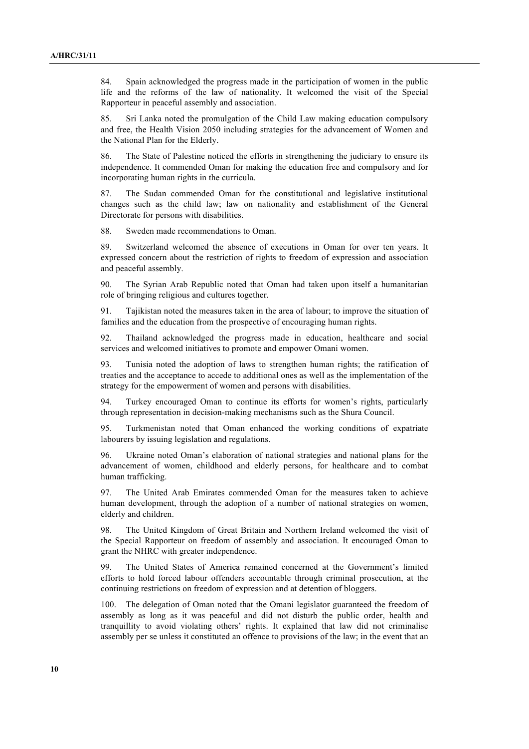84. Spain acknowledged the progress made in the participation of women in the public life and the reforms of the law of nationality. It welcomed the visit of the Special Rapporteur in peaceful assembly and association.

85. Sri Lanka noted the promulgation of the Child Law making education compulsory and free, the Health Vision 2050 including strategies for the advancement of Women and the National Plan for the Elderly.

86. The State of Palestine noticed the efforts in strengthening the judiciary to ensure its independence. It commended Oman for making the education free and compulsory and for incorporating human rights in the curricula.

87. The Sudan commended Oman for the constitutional and legislative institutional changes such as the child law; law on nationality and establishment of the General Directorate for persons with disabilities.

88. Sweden made recommendations to Oman.

89. Switzerland welcomed the absence of executions in Oman for over ten years. It expressed concern about the restriction of rights to freedom of expression and association and peaceful assembly.

90. The Syrian Arab Republic noted that Oman had taken upon itself a humanitarian role of bringing religious and cultures together.

91. Tajikistan noted the measures taken in the area of labour; to improve the situation of families and the education from the prospective of encouraging human rights.

92. Thailand acknowledged the progress made in education, healthcare and social services and welcomed initiatives to promote and empower Omani women.

93. Tunisia noted the adoption of laws to strengthen human rights; the ratification of treaties and the acceptance to accede to additional ones as well as the implementation of the strategy for the empowerment of women and persons with disabilities.

94. Turkey encouraged Oman to continue its efforts for women's rights, particularly through representation in decision-making mechanisms such as the Shura Council.

95. Turkmenistan noted that Oman enhanced the working conditions of expatriate labourers by issuing legislation and regulations.

96. Ukraine noted Oman's elaboration of national strategies and national plans for the advancement of women, childhood and elderly persons, for healthcare and to combat human trafficking.

97. The United Arab Emirates commended Oman for the measures taken to achieve human development, through the adoption of a number of national strategies on women, elderly and children.

98. The United Kingdom of Great Britain and Northern Ireland welcomed the visit of the Special Rapporteur on freedom of assembly and association. It encouraged Oman to grant the NHRC with greater independence.

99. The United States of America remained concerned at the Government's limited efforts to hold forced labour offenders accountable through criminal prosecution, at the continuing restrictions on freedom of expression and at detention of bloggers.

100. The delegation of Oman noted that the Omani legislator guaranteed the freedom of assembly as long as it was peaceful and did not disturb the public order, health and tranquillity to avoid violating others' rights. It explained that law did not criminalise assembly per se unless it constituted an offence to provisions of the law; in the event that an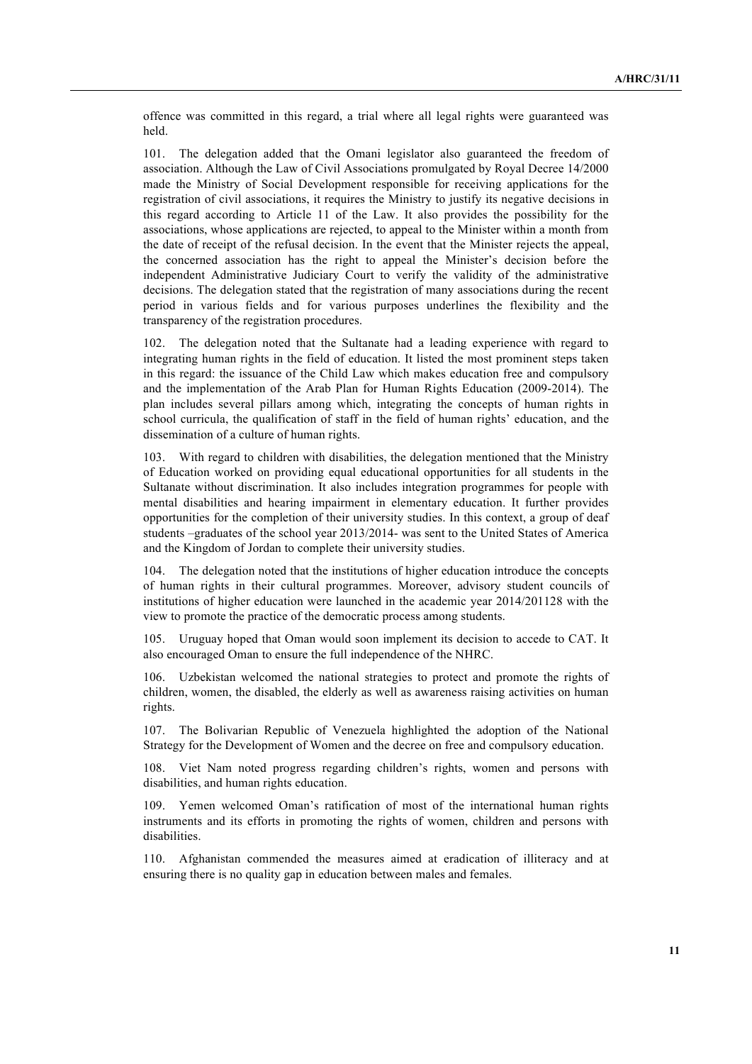offence was committed in this regard, a trial where all legal rights were guaranteed was held.

101. The delegation added that the Omani legislator also guaranteed the freedom of association. Although the Law of Civil Associations promulgated by Royal Decree 14/2000 made the Ministry of Social Development responsible for receiving applications for the registration of civil associations, it requires the Ministry to justify its negative decisions in this regard according to Article 11 of the Law. It also provides the possibility for the associations, whose applications are rejected, to appeal to the Minister within a month from the date of receipt of the refusal decision. In the event that the Minister rejects the appeal, the concerned association has the right to appeal the Minister's decision before the independent Administrative Judiciary Court to verify the validity of the administrative decisions. The delegation stated that the registration of many associations during the recent period in various fields and for various purposes underlines the flexibility and the transparency of the registration procedures.

102. The delegation noted that the Sultanate had a leading experience with regard to integrating human rights in the field of education. It listed the most prominent steps taken in this regard: the issuance of the Child Law which makes education free and compulsory and the implementation of the Arab Plan for Human Rights Education (2009-2014). The plan includes several pillars among which, integrating the concepts of human rights in school curricula, the qualification of staff in the field of human rights' education, and the dissemination of a culture of human rights.

103. With regard to children with disabilities, the delegation mentioned that the Ministry of Education worked on providing equal educational opportunities for all students in the Sultanate without discrimination. It also includes integration programmes for people with mental disabilities and hearing impairment in elementary education. It further provides opportunities for the completion of their university studies. In this context, a group of deaf students –graduates of the school year 2013/2014- was sent to the United States of America and the Kingdom of Jordan to complete their university studies.

104. The delegation noted that the institutions of higher education introduce the concepts of human rights in their cultural programmes. Moreover, advisory student councils of institutions of higher education were launched in the academic year 2014/201128 with the view to promote the practice of the democratic process among students.

105. Uruguay hoped that Oman would soon implement its decision to accede to CAT. It also encouraged Oman to ensure the full independence of the NHRC.

106. Uzbekistan welcomed the national strategies to protect and promote the rights of children, women, the disabled, the elderly as well as awareness raising activities on human rights.

107. The Bolivarian Republic of Venezuela highlighted the adoption of the National Strategy for the Development of Women and the decree on free and compulsory education.

108. Viet Nam noted progress regarding children's rights, women and persons with disabilities, and human rights education.

109. Yemen welcomed Oman's ratification of most of the international human rights instruments and its efforts in promoting the rights of women, children and persons with disabilities.

110. Afghanistan commended the measures aimed at eradication of illiteracy and at ensuring there is no quality gap in education between males and females.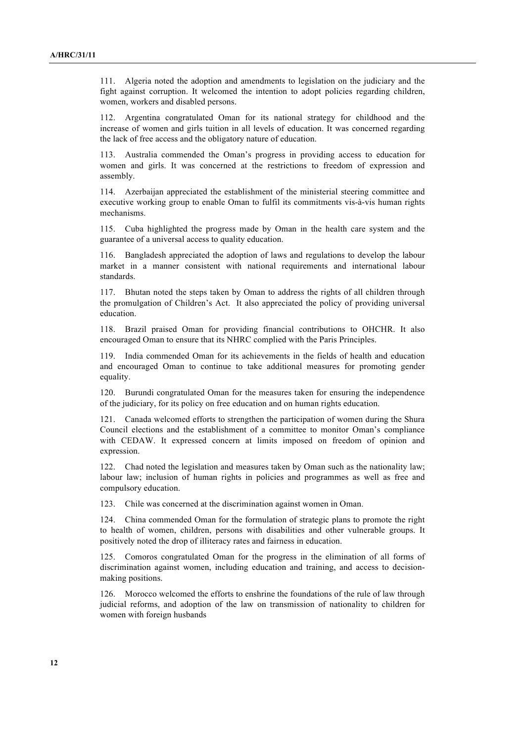111. Algeria noted the adoption and amendments to legislation on the judiciary and the fight against corruption. It welcomed the intention to adopt policies regarding children, women, workers and disabled persons.

112. Argentina congratulated Oman for its national strategy for childhood and the increase of women and girls tuition in all levels of education. It was concerned regarding the lack of free access and the obligatory nature of education.

113. Australia commended the Oman's progress in providing access to education for women and girls. It was concerned at the restrictions to freedom of expression and assembly.

114. Azerbaijan appreciated the establishment of the ministerial steering committee and executive working group to enable Oman to fulfil its commitments vis-à-vis human rights mechanisms.

115. Cuba highlighted the progress made by Oman in the health care system and the guarantee of a universal access to quality education.

116. Bangladesh appreciated the adoption of laws and regulations to develop the labour market in a manner consistent with national requirements and international labour standards.

117. Bhutan noted the steps taken by Oman to address the rights of all children through the promulgation of Children's Act. It also appreciated the policy of providing universal education.

118. Brazil praised Oman for providing financial contributions to OHCHR. It also encouraged Oman to ensure that its NHRC complied with the Paris Principles.

119. India commended Oman for its achievements in the fields of health and education and encouraged Oman to continue to take additional measures for promoting gender equality.

120. Burundi congratulated Oman for the measures taken for ensuring the independence of the judiciary, for its policy on free education and on human rights education.

121. Canada welcomed efforts to strengthen the participation of women during the Shura Council elections and the establishment of a committee to monitor Oman's compliance with CEDAW. It expressed concern at limits imposed on freedom of opinion and expression.

122. Chad noted the legislation and measures taken by Oman such as the nationality law; labour law; inclusion of human rights in policies and programmes as well as free and compulsory education.

123. Chile was concerned at the discrimination against women in Oman.

124. China commended Oman for the formulation of strategic plans to promote the right to health of women, children, persons with disabilities and other vulnerable groups. It positively noted the drop of illiteracy rates and fairness in education.

125. Comoros congratulated Oman for the progress in the elimination of all forms of discrimination against women, including education and training, and access to decision-making positions.

126. Morocco welcomed the efforts to enshrine the foundations of the rule of law through judicial reforms, and adoption of the law on transmission of nationality to children for women with foreign husbands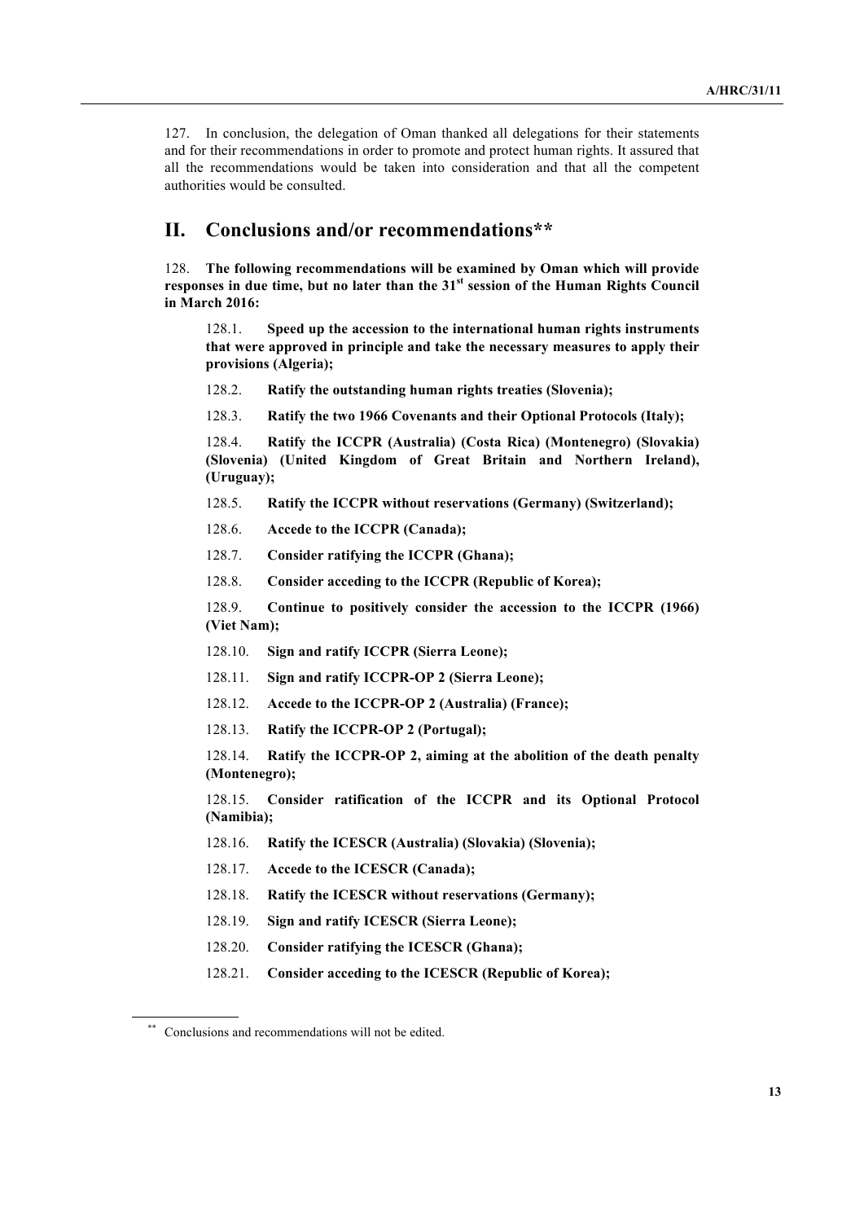127. In conclusion, the delegation of Oman thanked all delegations for their statements and for their recommendations in order to promote and protect human rights. It assured that all the recommendations would be taken into consideration and that all the competent authorities would be consulted.

## II. Conclusions and/or recommendations**

128. **The following recommendations will be examined by Oman which will provide responses in due time, but no later than the 31st session of the Human Rights Council in March 2016:**

128.1. **Speed up the accession to the international human rights instruments that were approved in principle and take the necessary measures to apply their provisions (Algeria);**

128.2. **Ratify the outstanding human rights treaties (Slovenia);**

128.3. **Ratify the two 1966 Covenants and their Optional Protocols (Italy);**

128.4. **Ratify the ICCPR (Australia) (Costa Rica) (Montenegro) (Slovakia) (Slovenia) (United Kingdom of Great Britain and Northern Ireland), (Uruguay);**

128.5. **Ratify the ICCPR without reservations (Germany) (Switzerland);**

128.6. **Accede to the ICCPR (Canada);**

128.7. **Consider ratifying the ICCPR (Ghana);**

128.8. **Consider acceding to the ICCPR (Republic of Korea);**

128.9. **Continue to positively consider the accession to the ICCPR (1966) (Viet Nam);**

128.10. **Sign and ratify ICCPR (Sierra Leone);**

128.11. **Sign and ratify ICCPR-OP 2 (Sierra Leone);**

128.12. **Accede to the ICCPR-OP 2 (Australia) (France);**

128.13. **Ratify the ICCPR-OP 2 (Portugal);**

128.14. **Ratify the ICCPR-OP 2, aiming at the abolition of the death penalty (Montenegro);**

128.15. **Consider ratification of the ICCPR and its Optional Protocol (Namibia);**

128.16. **Ratify the ICESCR (Australia) (Slovakia) (Slovenia);**

128.17. **Accede to the ICESCR (Canada);**

128.18. **Ratify the ICESCR without reservations (Germany);**

128.19. **Sign and ratify ICESCR (Sierra Leone);**

128.20. **Consider ratifying the ICESCR (Ghana);**

128.21. **Consider acceding to the ICESCR (Republic of Korea);**

** Conclusions and recommendations will not be edited.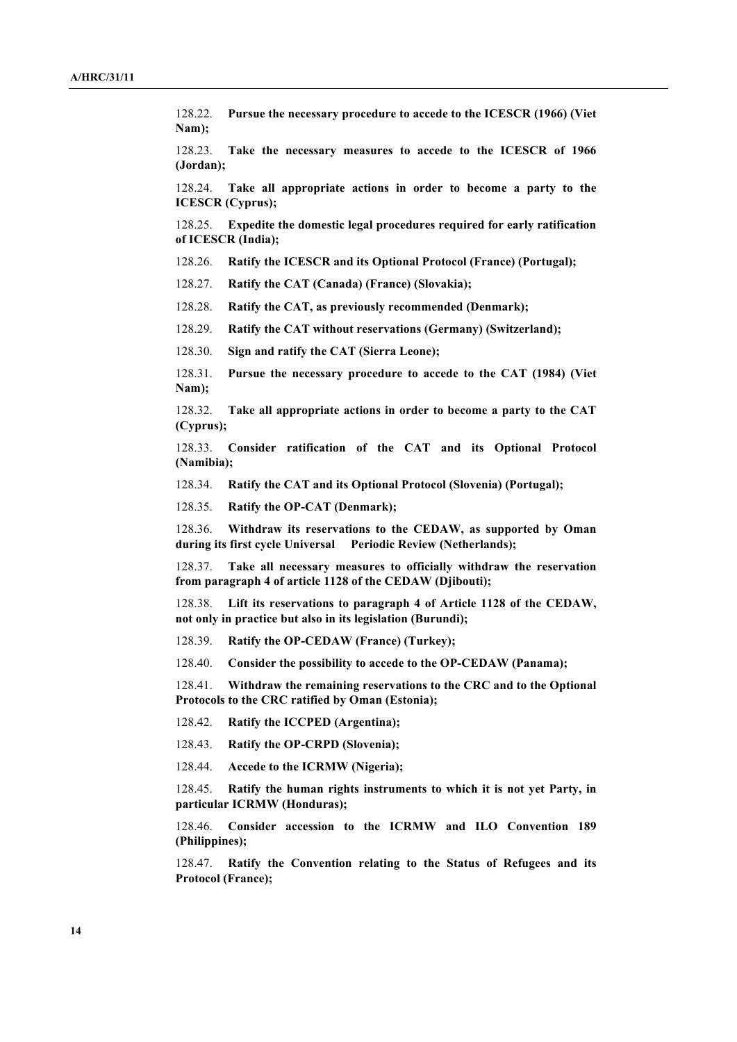128.22. **Pursue the necessary procedure to accede to the ICESCR (1966) (Viet Nam);**

128.23. **Take the necessary measures to accede to the ICESCR of 1966 (Jordan);**

128.24. **Take all appropriate actions in order to become a party to the ICESCR (Cyprus);**

128.25. **Expedite the domestic legal procedures required for early ratification of ICESCR (India);**

128.26. **Ratify the ICESCR and its Optional Protocol (France) (Portugal);**

128.27. **Ratify the CAT (Canada) (France) (Slovakia);**

128.28. **Ratify the CAT, as previously recommended (Denmark);**

128.29. **Ratify the CAT without reservations (Germany) (Switzerland);**

128.30. **Sign and ratify the CAT (Sierra Leone);**

128.31. **Pursue the necessary procedure to accede to the CAT (1984) (Viet Nam);**

128.32. **Take all appropriate actions in order to become a party to the CAT (Cyprus);**

128.33. **Consider ratification of the CAT and its Optional Protocol (Namibia);**

128.34. **Ratify the CAT and its Optional Protocol (Slovenia) (Portugal);**

128.35. **Ratify the OP-CAT (Denmark);**

128.36. **Withdraw its reservations to the CEDAW, as supported by Oman during its first cycle Universal Periodic Review (Netherlands);**

128.37. **Take all necessary measures to officially withdraw the reservation from paragraph 4 of article 1128 of the CEDAW (Djibouti);**

128.38. **Lift its reservations to paragraph 4 of Article 1128 of the CEDAW, not only in practice but also in its legislation (Burundi);**

128.39. **Ratify the OP-CEDAW (France) (Turkey);**

128.40. **Consider the possibility to accede to the OP-CEDAW (Panama);**

128.41. **Withdraw the remaining reservations to the CRC and to the Optional Protocols to the CRC ratified by Oman (Estonia);**

128.42. **Ratify the ICCPED (Argentina);**

128.43. **Ratify the OP-CRPD (Slovenia);**

128.44. **Accede to the ICRMW (Nigeria);**

128.45. **Ratify the human rights instruments to which it is not yet Party, in particular ICRMW (Honduras);**

128.46. **Consider accession to the ICRMW and ILO Convention 189 (Philippines);**

128.47. **Ratify the Convention relating to the Status of Refugees and its Protocol (France);**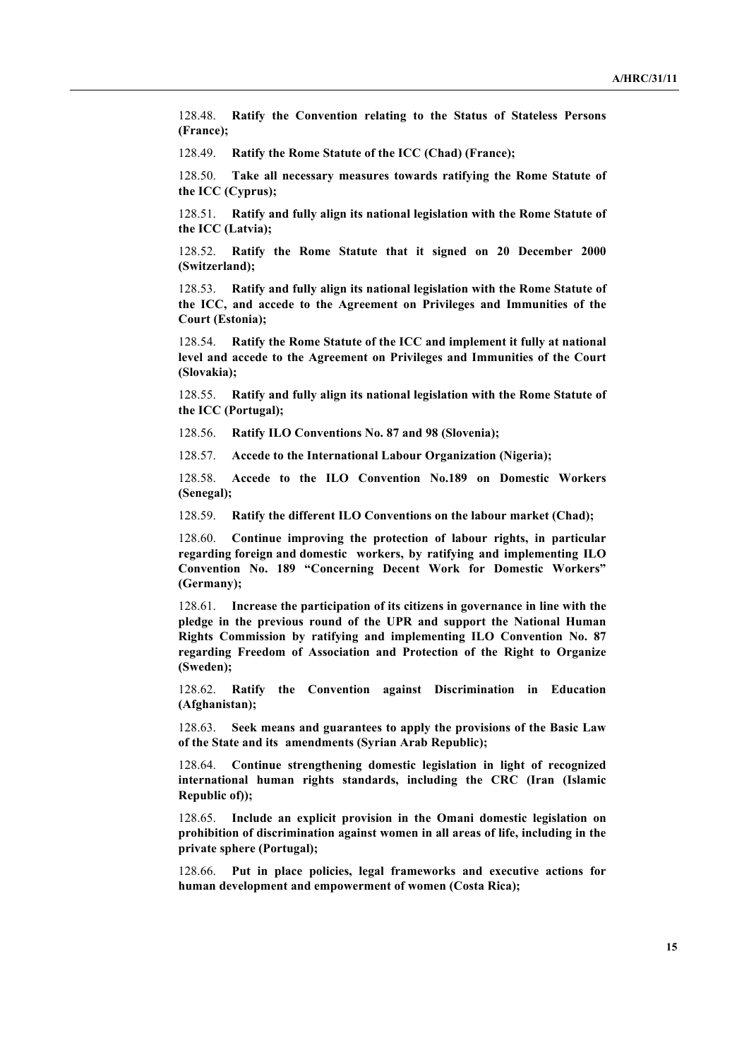128.48. **Ratify the Convention relating to the Status of Stateless Persons (France);**

128.49. **Ratify the Rome Statute of the ICC (Chad) (France);**

128.50. **Take all necessary measures towards ratifying the Rome Statute of the ICC (Cyprus);**

128.51. **Ratify and fully align its national legislation with the Rome Statute of the ICC (Latvia);**

128.52. **Ratify the Rome Statute that it signed on 20 December 2000 (Switzerland);**

128.53. **Ratify and fully align its national legislation with the Rome Statute of the ICC, and accede to the Agreement on Privileges and Immunities of the Court (Estonia);**

128.54. **Ratify the Rome Statute of the ICC and implement it fully at national level and accede to the Agreement on Privileges and Immunities of the Court (Slovakia);**

128.55. **Ratify and fully align its national legislation with the Rome Statute of the ICC (Portugal);**

128.56. **Ratify ILO Conventions No. 87 and 98 (Slovenia);**

128.57. **Accede to the International Labour Organization (Nigeria);**

128.58. **Accede to the ILO Convention No.189 on Domestic Workers (Senegal);**

128.59. **Ratify the different ILO Conventions on the labour market (Chad);**

128.60. **Continue improving the protection of labour rights, in particular regarding foreign and domestic workers, by ratifying and implementing ILO Convention No. 189 "Concerning Decent Work for Domestic Workers" (Germany);**

128.61. **Increase the participation of its citizens in governance in line with the pledge in the previous round of the UPR and support the National Human Rights Commission by ratifying and implementing ILO Convention No. 87 regarding Freedom of Association and Protection of the Right to Organize (Sweden);**

128.62. **Ratify the Convention against Discrimination in Education (Afghanistan);**

128.63. **Seek means and guarantees to apply the provisions of the Basic Law of the State and its amendments (Syrian Arab Republic);**

128.64. **Continue strengthening domestic legislation in light of recognized international human rights standards, including the CRC (Iran (Islamic Republic of));**

128.65. **Include an explicit provision in the Omani domestic legislation on prohibition of discrimination against women in all areas of life, including in the private sphere (Portugal);**

128.66. **Put in place policies, legal frameworks and executive actions for human development and empowerment of women (Costa Rica);**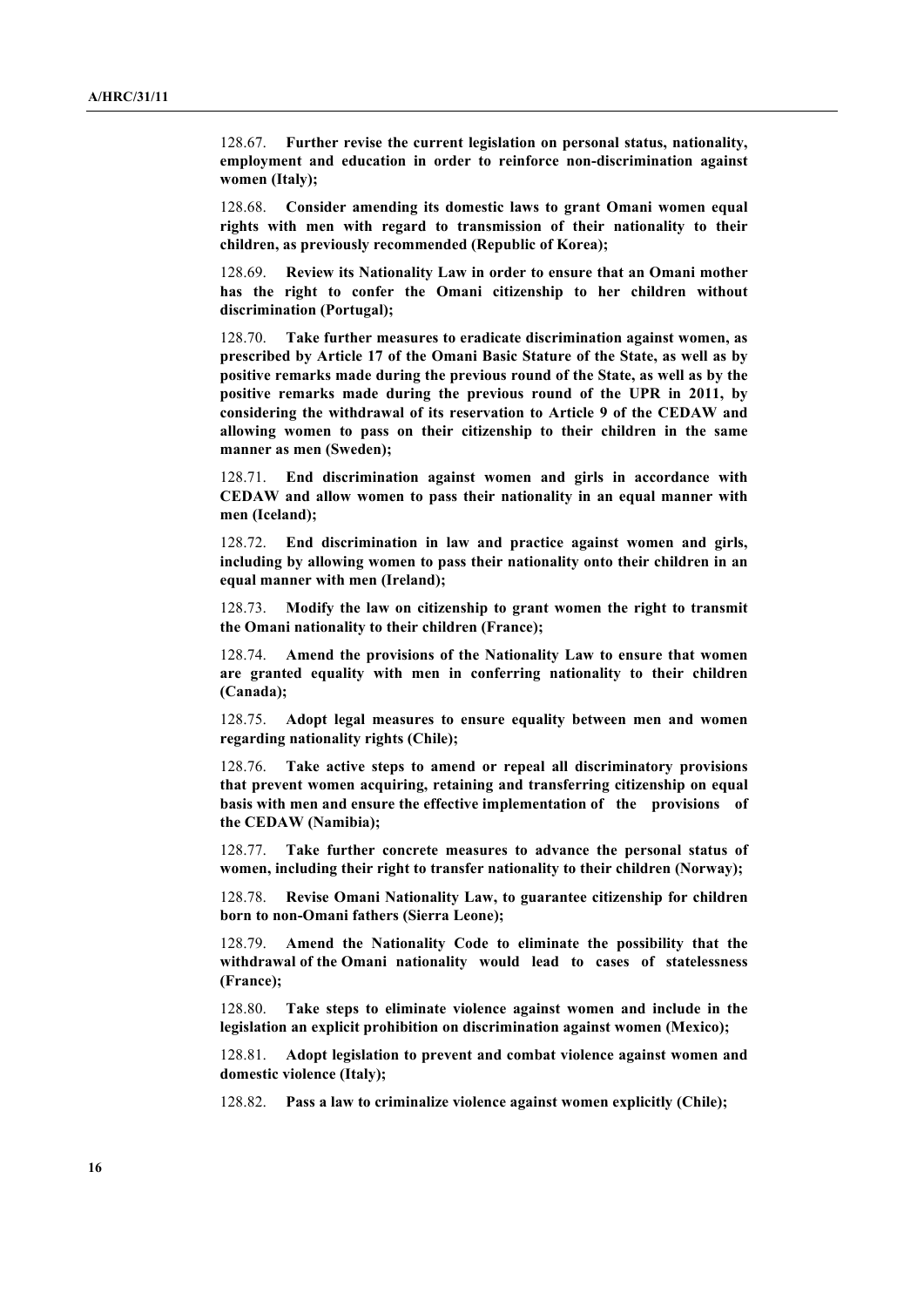128.67. **Further revise the current legislation on personal status, nationality, employment and education in order to reinforce non-discrimination against women (Italy);**

128.68. **Consider amending its domestic laws to grant Omani women equal rights with men with regard to transmission of their nationality to their children, as previously recommended (Republic of Korea);**

128.69. **Review its Nationality Law in order to ensure that an Omani mother has the right to confer the Omani citizenship to her children without discrimination (Portugal);**

128.70. **Take further measures to eradicate discrimination against women, as prescribed by Article 17 of the Omani Basic Stature of the State, as well as by positive remarks made during the previous round of the State, as well as by the positive remarks made during the previous round of the UPR in 2011, by considering the withdrawal of its reservation to Article 9 of the CEDAW and allowing women to pass on their citizenship to their children in the same manner as men (Sweden);**

128.71. **End discrimination against women and girls in accordance with CEDAW and allow women to pass their nationality in an equal manner with men (Iceland);**

128.72. **End discrimination in law and practice against women and girls, including by allowing women to pass their nationality onto their children in an equal manner with men (Ireland);**

128.73. **Modify the law on citizenship to grant women the right to transmit the Omani nationality to their children (France);**

128.74. **Amend the provisions of the Nationality Law to ensure that women are granted equality with men in conferring nationality to their children (Canada);**

128.75. **Adopt legal measures to ensure equality between men and women regarding nationality rights (Chile);**

128.76. **Take active steps to amend or repeal all discriminatory provisions that prevent women acquiring, retaining and transferring citizenship on equal basis with men and ensure the effective implementation of the provisions of the CEDAW (Namibia);**

128.77. **Take further concrete measures to advance the personal status of women, including their right to transfer nationality to their children (Norway);**

128.78. **Revise Omani Nationality Law, to guarantee citizenship for children born to non-Omani fathers (Sierra Leone);**

128.79. **Amend the Nationality Code to eliminate the possibility that the withdrawal of the Omani nationality would lead to cases of statelessness (France);**

128.80. **Take steps to eliminate violence against women and include in the legislation an explicit prohibition on discrimination against women (Mexico);**

128.81. **Adopt legislation to prevent and combat violence against women and domestic violence (Italy);**

128.82. **Pass a law to criminalize violence against women explicitly (Chile);**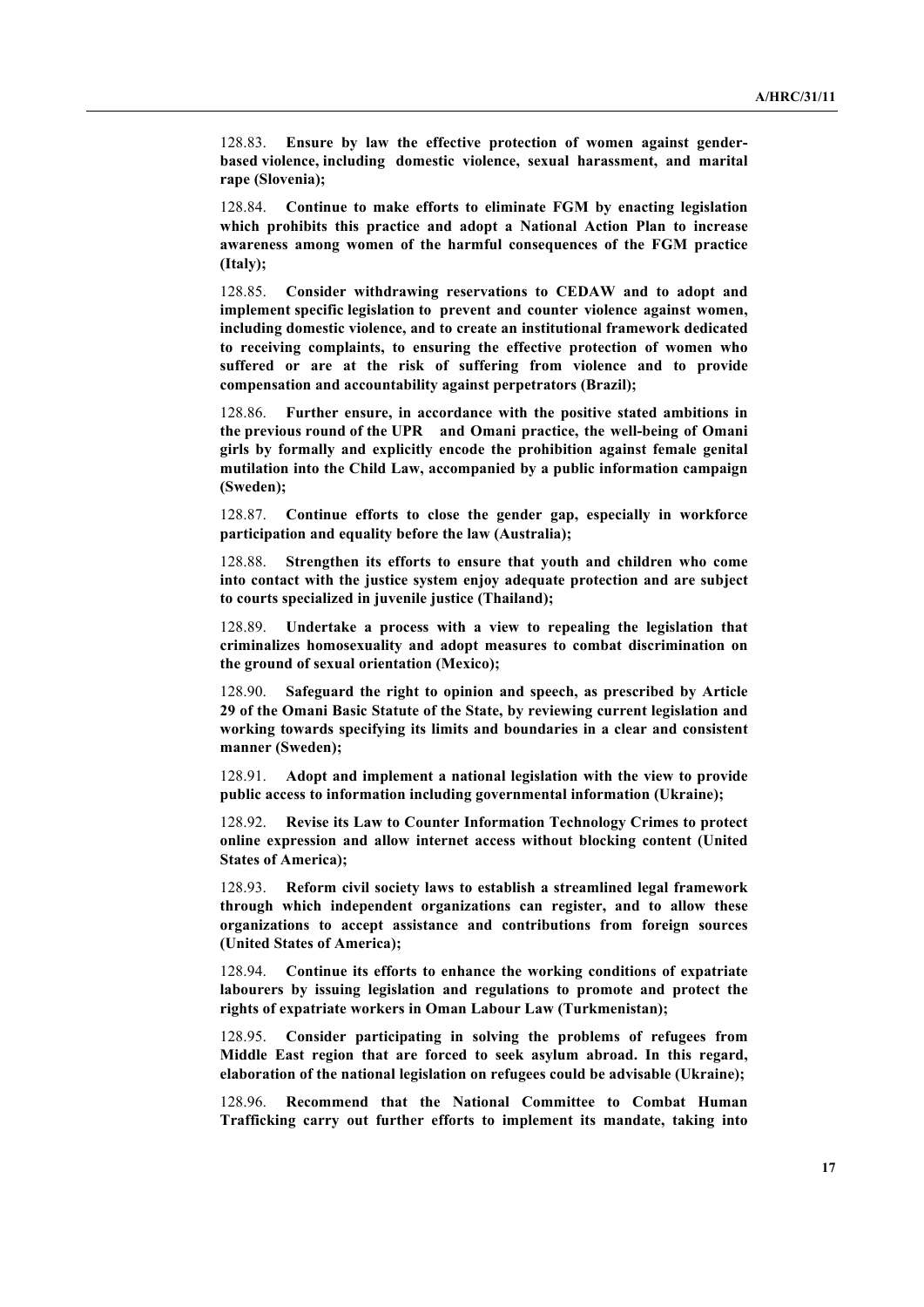128.83. **Ensure by law the effective protection of women against gender-based violence, including domestic violence, sexual harassment, and marital rape (Slovenia);**

128.84. **Continue to make efforts to eliminate FGM by enacting legislation which prohibits this practice and adopt a National Action Plan to increase awareness among women of the harmful consequences of the FGM practice (Italy);**

128.85. **Consider withdrawing reservations to CEDAW and to adopt and implement specific legislation to prevent and counter violence against women, including domestic violence, and to create an institutional framework dedicated to receiving complaints, to ensuring the effective protection of women who suffered or are at the risk of suffering from violence and to provide compensation and accountability against perpetrators (Brazil);**

128.86. **Further ensure, in accordance with the positive stated ambitions in the previous round of the UPR and Omani practice, the well-being of Omani girls by formally and explicitly encode the prohibition against female genital mutilation into the Child Law, accompanied by a public information campaign (Sweden);**

128.87. **Continue efforts to close the gender gap, especially in workforce participation and equality before the law (Australia);**

128.88. **Strengthen its efforts to ensure that youth and children who come into contact with the justice system enjoy adequate protection and are subject to courts specialized in juvenile justice (Thailand);**

128.89. **Undertake a process with a view to repealing the legislation that criminalizes homosexuality and adopt measures to combat discrimination on the ground of sexual orientation (Mexico);**

128.90. **Safeguard the right to opinion and speech, as prescribed by Article 29 of the Omani Basic Statute of the State, by reviewing current legislation and working towards specifying its limits and boundaries in a clear and consistent manner (Sweden);**

128.91. **Adopt and implement a national legislation with the view to provide public access to information including governmental information (Ukraine);**

128.92. **Revise its Law to Counter Information Technology Crimes to protect online expression and allow internet access without blocking content (United States of America);**

128.93. **Reform civil society laws to establish a streamlined legal framework through which independent organizations can register, and to allow these organizations to accept assistance and contributions from foreign sources (United States of America);**

128.94. **Continue its efforts to enhance the working conditions of expatriate labourers by issuing legislation and regulations to promote and protect the rights of expatriate workers in Oman Labour Law (Turkmenistan);**

128.95. **Consider participating in solving the problems of refugees from Middle East region that are forced to seek asylum abroad. In this regard, elaboration of the national legislation on refugees could be advisable (Ukraine);**

128.96. **Recommend that the National Committee to Combat Human Trafficking carry out further efforts to implement its mandate, taking into**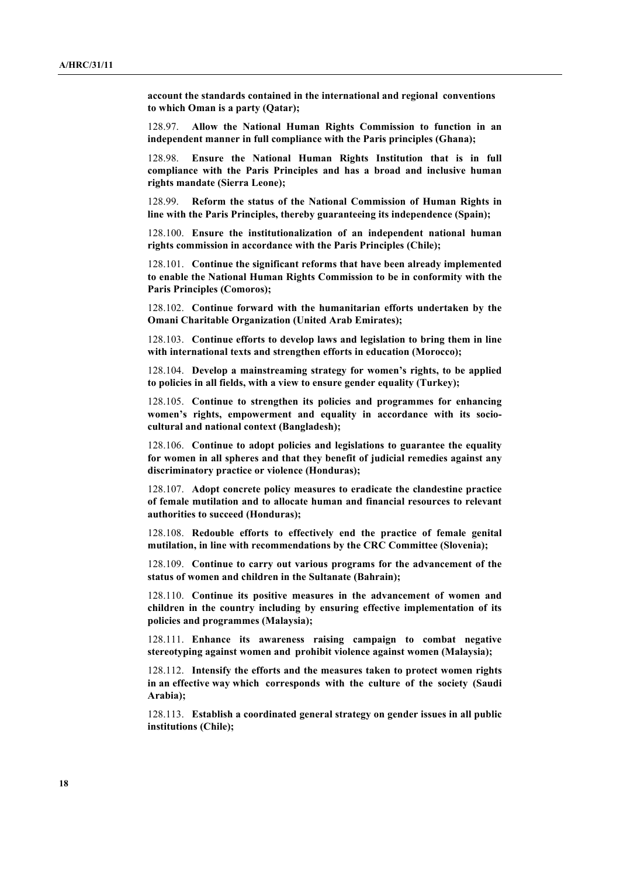**account the standards contained in the international and regional conventions to which Oman is a party (Qatar);**

128.97. **Allow the National Human Rights Commission to function in an independent manner in full compliance with the Paris principles (Ghana);**

128.98. **Ensure the National Human Rights Institution that is in full compliance with the Paris Principles and has a broad and inclusive human rights mandate (Sierra Leone);**

128.99. **Reform the status of the National Commission of Human Rights in line with the Paris Principles, thereby guaranteeing its independence (Spain);**

128.100. **Ensure the institutionalization of an independent national human rights commission in accordance with the Paris Principles (Chile);**

128.101. **Continue the significant reforms that have been already implemented to enable the National Human Rights Commission to be in conformity with the Paris Principles (Comoros);**

128.102. **Continue forward with the humanitarian efforts undertaken by the Omani Charitable Organization (United Arab Emirates);**

128.103. **Continue efforts to develop laws and legislation to bring them in line with international texts and strengthen efforts in education (Morocco);**

128.104. **Develop a mainstreaming strategy for women's rights, to be applied to policies in all fields, with a view to ensure gender equality (Turkey);**

128.105. **Continue to strengthen its policies and programmes for enhancing women's rights, empowerment and equality in accordance with its socio-cultural and national context (Bangladesh);**

128.106. **Continue to adopt policies and legislations to guarantee the equality for women in all spheres and that they benefit of judicial remedies against any discriminatory practice or violence (Honduras);**

128.107. **Adopt concrete policy measures to eradicate the clandestine practice of female mutilation and to allocate human and financial resources to relevant authorities to succeed (Honduras);**

128.108. **Redouble efforts to effectively end the practice of female genital mutilation, in line with recommendations by the CRC Committee (Slovenia);**

128.109. **Continue to carry out various programs for the advancement of the status of women and children in the Sultanate (Bahrain);**

128.110. **Continue its positive measures in the advancement of women and children in the country including by ensuring effective implementation of its policies and programmes (Malaysia);**

128.111. **Enhance its awareness raising campaign to combat negative stereotyping against women and prohibit violence against women (Malaysia);**

128.112. **Intensify the efforts and the measures taken to protect women rights in an effective way which corresponds with the culture of the society (Saudi Arabia);**

128.113. **Establish a coordinated general strategy on gender issues in all public institutions (Chile);**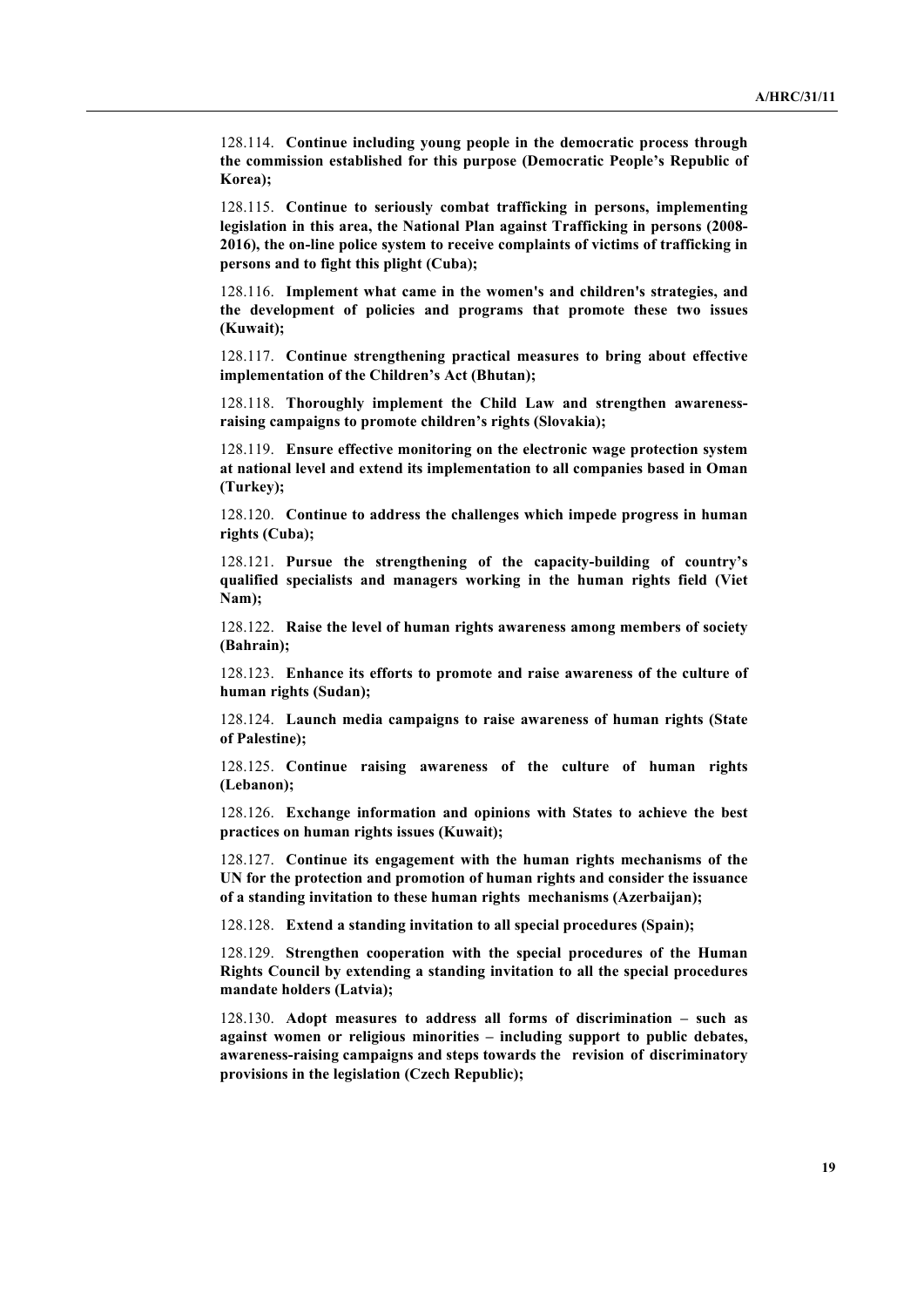128.114. **Continue including young people in the democratic process through the commission established for this purpose (Democratic People's Republic of Korea);**

128.115. **Continue to seriously combat trafficking in persons, implementing legislation in this area, the National Plan against Trafficking in persons (2008-2016), the on-line police system to receive complaints of victims of trafficking in persons and to fight this plight (Cuba);**

128.116. **Implement what came in the women's and children's strategies, and the development of policies and programs that promote these two issues (Kuwait);**

128.117. **Continue strengthening practical measures to bring about effective implementation of the Children's Act (Bhutan);**

128.118. **Thoroughly implement the Child Law and strengthen awareness-raising campaigns to promote children's rights (Slovakia);**

128.119. **Ensure effective monitoring on the electronic wage protection system at national level and extend its implementation to all companies based in Oman (Turkey);**

128.120. **Continue to address the challenges which impede progress in human rights (Cuba);**

128.121. **Pursue the strengthening of the capacity-building of country's qualified specialists and managers working in the human rights field (Viet Nam);**

128.122. **Raise the level of human rights awareness among members of society (Bahrain);**

128.123. **Enhance its efforts to promote and raise awareness of the culture of human rights (Sudan);**

128.124. **Launch media campaigns to raise awareness of human rights (State of Palestine);**

128.125. **Continue raising awareness of the culture of human rights (Lebanon);**

128.126. **Exchange information and opinions with States to achieve the best practices on human rights issues (Kuwait);**

128.127. **Continue its engagement with the human rights mechanisms of the UN for the protection and promotion of human rights and consider the issuance of a standing invitation to these human rights mechanisms (Azerbaijan);**

128.128. **Extend a standing invitation to all special procedures (Spain);**

128.129. **Strengthen cooperation with the special procedures of the Human Rights Council by extending a standing invitation to all the special procedures mandate holders (Latvia);**

128.130. **Adopt measures to address all forms of discrimination – such as against women or religious minorities – including support to public debates, awareness-raising campaigns and steps towards the revision of discriminatory provisions in the legislation (Czech Republic);**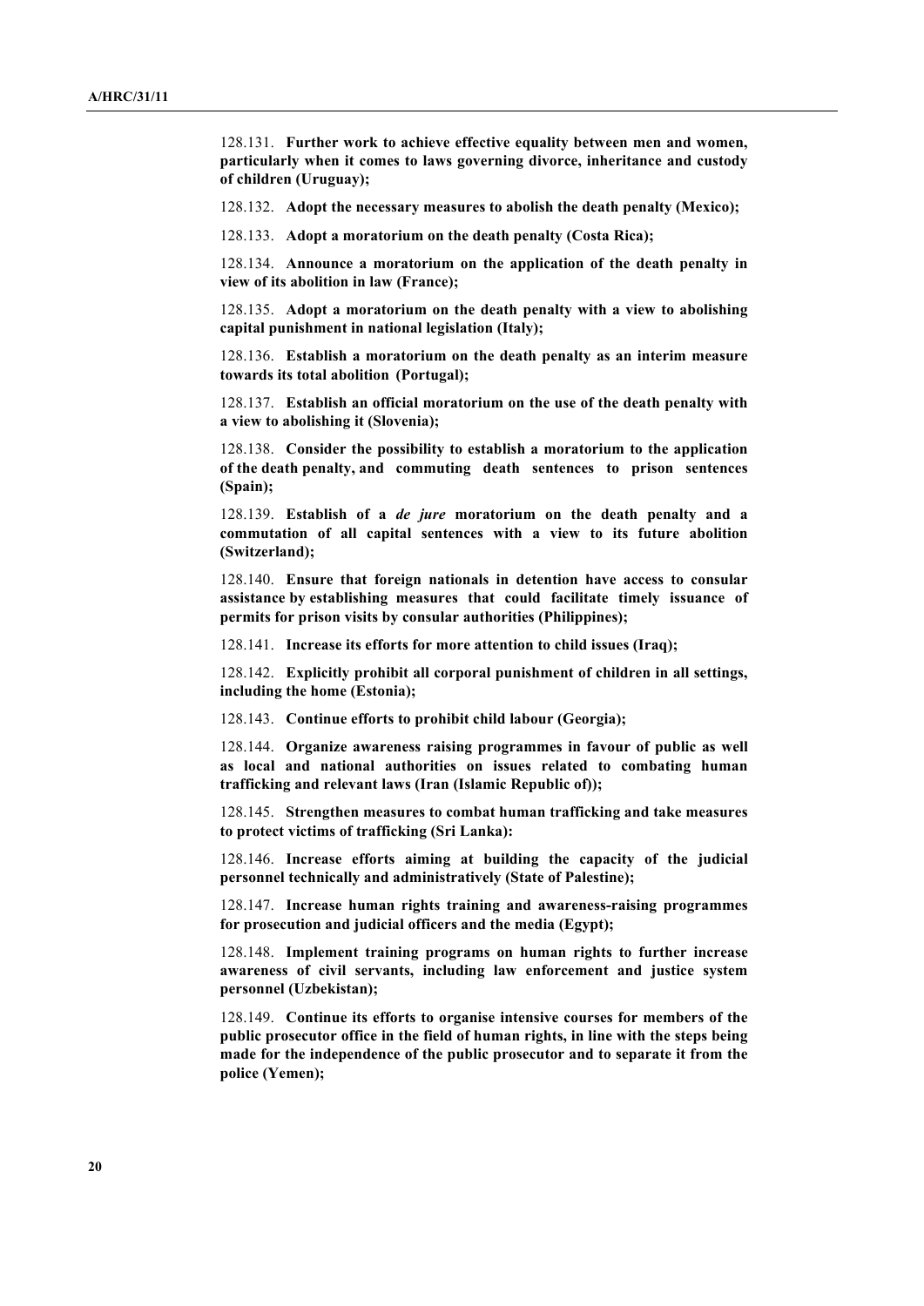128.131. **Further work to achieve effective equality between men and women, particularly when it comes to laws governing divorce, inheritance and custody of children (Uruguay);**

128.132. **Adopt the necessary measures to abolish the death penalty (Mexico);**

128.133. **Adopt a moratorium on the death penalty (Costa Rica);**

128.134. **Announce a moratorium on the application of the death penalty in view of its abolition in law (France);**

128.135. **Adopt a moratorium on the death penalty with a view to abolishing capital punishment in national legislation (Italy);**

128.136. **Establish a moratorium on the death penalty as an interim measure towards its total abolition (Portugal);**

128.137. **Establish an official moratorium on the use of the death penalty with a view to abolishing it (Slovenia);**

128.138. **Consider the possibility to establish a moratorium to the application of the death penalty, and commuting death sentences to prison sentences (Spain);**

128.139. **Establish of a *de jure* moratorium on the death penalty and a commutation of all capital sentences with a view to its future abolition (Switzerland);**

128.140. **Ensure that foreign nationals in detention have access to consular assistance by establishing measures that could facilitate timely issuance of permits for prison visits by consular authorities (Philippines);**

128.141. **Increase its efforts for more attention to child issues (Iraq);**

128.142. **Explicitly prohibit all corporal punishment of children in all settings, including the home (Estonia);**

128.143. **Continue efforts to prohibit child labour (Georgia);**

128.144. **Organize awareness raising programmes in favour of public as well as local and national authorities on issues related to combating human trafficking and relevant laws (Iran (Islamic Republic of));**

128.145. **Strengthen measures to combat human trafficking and take measures to protect victims of trafficking (Sri Lanka):**

128.146. **Increase efforts aiming at building the capacity of the judicial personnel technically and administratively (State of Palestine);**

128.147. **Increase human rights training and awareness-raising programmes for prosecution and judicial officers and the media (Egypt);**

128.148. **Implement training programs on human rights to further increase awareness of civil servants, including law enforcement and justice system personnel (Uzbekistan);**

128.149. **Continue its efforts to organise intensive courses for members of the public prosecutor office in the field of human rights, in line with the steps being made for the independence of the public prosecutor and to separate it from the police (Yemen);**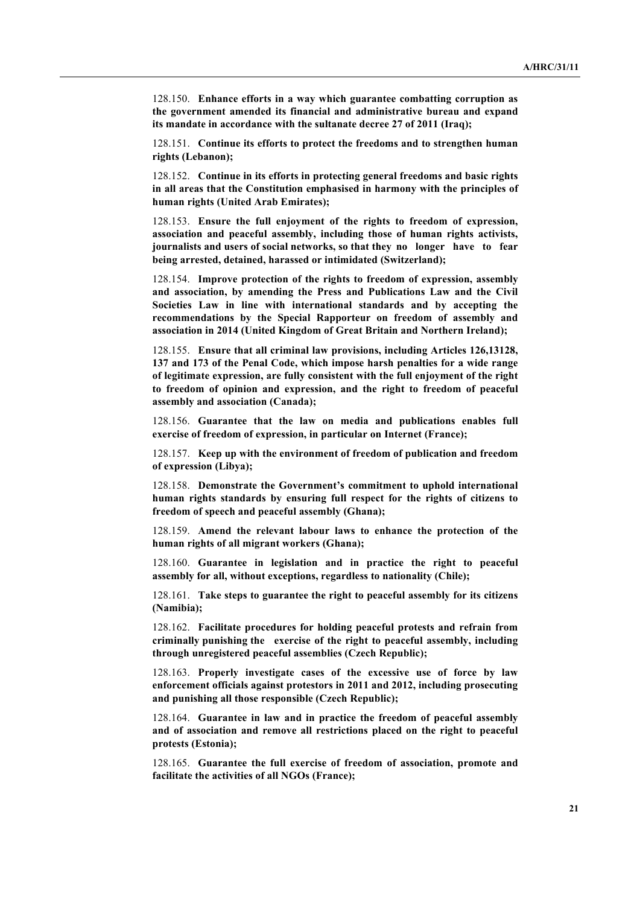128.150. **Enhance efforts in a way which guarantee combatting corruption as the government amended its financial and administrative bureau and expand its mandate in accordance with the sultanate decree 27 of 2011 (Iraq);**

128.151. **Continue its efforts to protect the freedoms and to strengthen human rights (Lebanon);**

128.152. **Continue in its efforts in protecting general freedoms and basic rights in all areas that the Constitution emphasised in harmony with the principles of human rights (United Arab Emirates);**

128.153. **Ensure the full enjoyment of the rights to freedom of expression, association and peaceful assembly, including those of human rights activists, journalists and users of social networks, so that they no longer have to fear being arrested, detained, harassed or intimidated (Switzerland);**

128.154. **Improve protection of the rights to freedom of expression, assembly and association, by amending the Press and Publications Law and the Civil Societies Law in line with international standards and by accepting the recommendations by the Special Rapporteur on freedom of assembly and association in 2014 (United Kingdom of Great Britain and Northern Ireland);**

128.155. **Ensure that all criminal law provisions, including Articles 126,13128, 137 and 173 of the Penal Code, which impose harsh penalties for a wide range of legitimate expression, are fully consistent with the full enjoyment of the right to freedom of opinion and expression, and the right to freedom of peaceful assembly and association (Canada);**

128.156. **Guarantee that the law on media and publications enables full exercise of freedom of expression, in particular on Internet (France);**

128.157. **Keep up with the environment of freedom of publication and freedom of expression (Libya);**

128.158. **Demonstrate the Government's commitment to uphold international human rights standards by ensuring full respect for the rights of citizens to freedom of speech and peaceful assembly (Ghana);**

128.159. **Amend the relevant labour laws to enhance the protection of the human rights of all migrant workers (Ghana);**

128.160. **Guarantee in legislation and in practice the right to peaceful assembly for all, without exceptions, regardless to nationality (Chile);**

128.161. **Take steps to guarantee the right to peaceful assembly for its citizens (Namibia);**

128.162. **Facilitate procedures for holding peaceful protests and refrain from criminally punishing the exercise of the right to peaceful assembly, including through unregistered peaceful assemblies (Czech Republic);**

128.163. **Properly investigate cases of the excessive use of force by law enforcement officials against protestors in 2011 and 2012, including prosecuting and punishing all those responsible (Czech Republic);**

128.164. **Guarantee in law and in practice the freedom of peaceful assembly and of association and remove all restrictions placed on the right to peaceful protests (Estonia);**

128.165. **Guarantee the full exercise of freedom of association, promote and facilitate the activities of all NGOs (France);**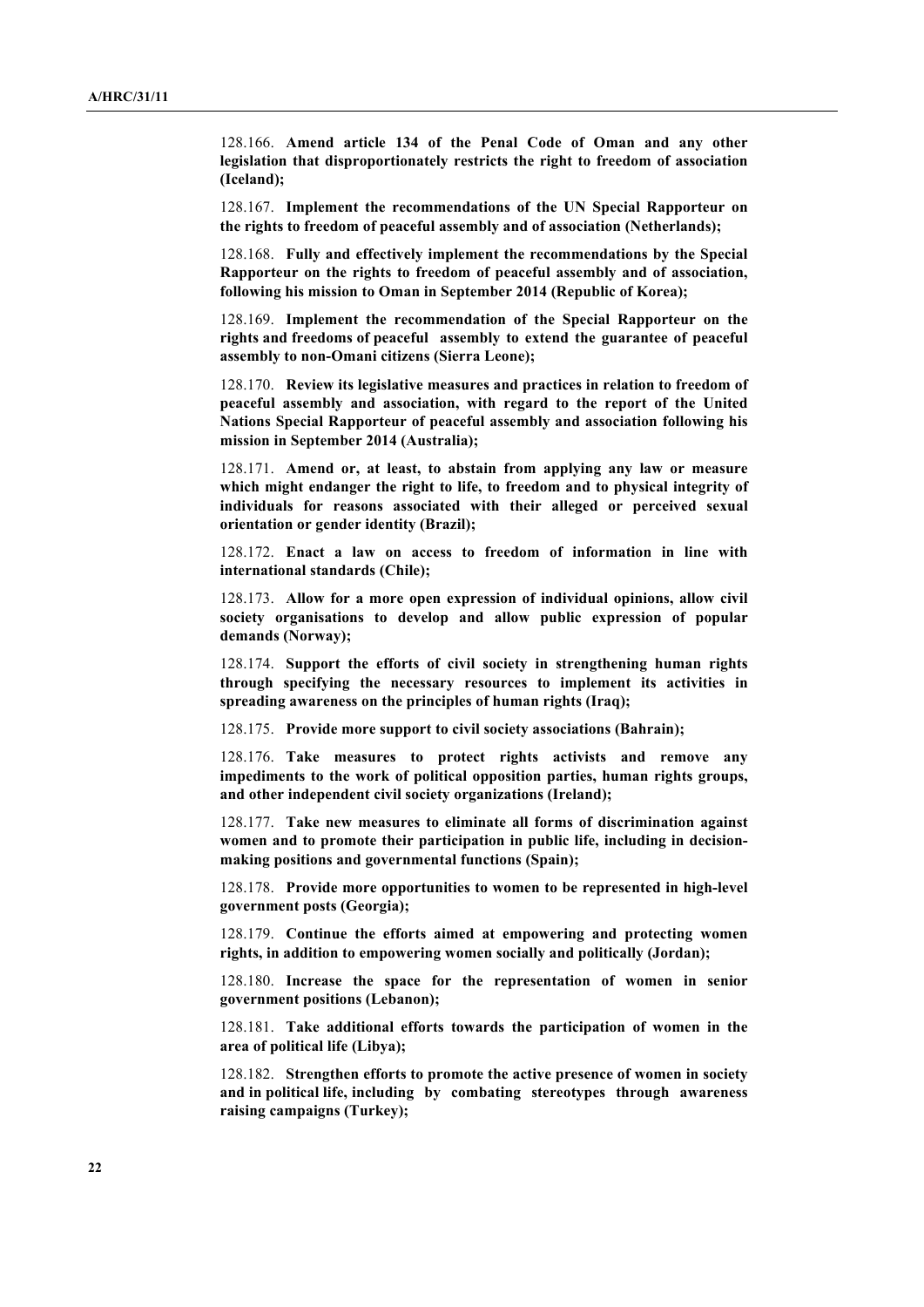128.166. **Amend article 134 of the Penal Code of Oman and any other legislation that disproportionately restricts the right to freedom of association (Iceland);**

128.167. **Implement the recommendations of the UN Special Rapporteur on the rights to freedom of peaceful assembly and of association (Netherlands);**

128.168. **Fully and effectively implement the recommendations by the Special Rapporteur on the rights to freedom of peaceful assembly and of association, following his mission to Oman in September 2014 (Republic of Korea);**

128.169. **Implement the recommendation of the Special Rapporteur on the rights and freedoms of peaceful assembly to extend the guarantee of peaceful assembly to non-Omani citizens (Sierra Leone);**

128.170. **Review its legislative measures and practices in relation to freedom of peaceful assembly and association, with regard to the report of the United Nations Special Rapporteur of peaceful assembly and association following his mission in September 2014 (Australia);**

128.171. **Amend or, at least, to abstain from applying any law or measure which might endanger the right to life, to freedom and to physical integrity of individuals for reasons associated with their alleged or perceived sexual orientation or gender identity (Brazil);**

128.172. **Enact a law on access to freedom of information in line with international standards (Chile);**

128.173. **Allow for a more open expression of individual opinions, allow civil society organisations to develop and allow public expression of popular demands (Norway);**

128.174. **Support the efforts of civil society in strengthening human rights through specifying the necessary resources to implement its activities in spreading awareness on the principles of human rights (Iraq);**

128.175. **Provide more support to civil society associations (Bahrain);**

128.176. **Take measures to protect rights activists and remove any impediments to the work of political opposition parties, human rights groups, and other independent civil society organizations (Ireland);**

128.177. **Take new measures to eliminate all forms of discrimination against women and to promote their participation in public life, including in decision-making positions and governmental functions (Spain);**

128.178. **Provide more opportunities to women to be represented in high-level government posts (Georgia);**

128.179. **Continue the efforts aimed at empowering and protecting women rights, in addition to empowering women socially and politically (Jordan);**

128.180. **Increase the space for the representation of women in senior government positions (Lebanon);**

128.181. **Take additional efforts towards the participation of women in the area of political life (Libya);**

128.182. **Strengthen efforts to promote the active presence of women in society and in political life, including by combating stereotypes through awareness raising campaigns (Turkey);**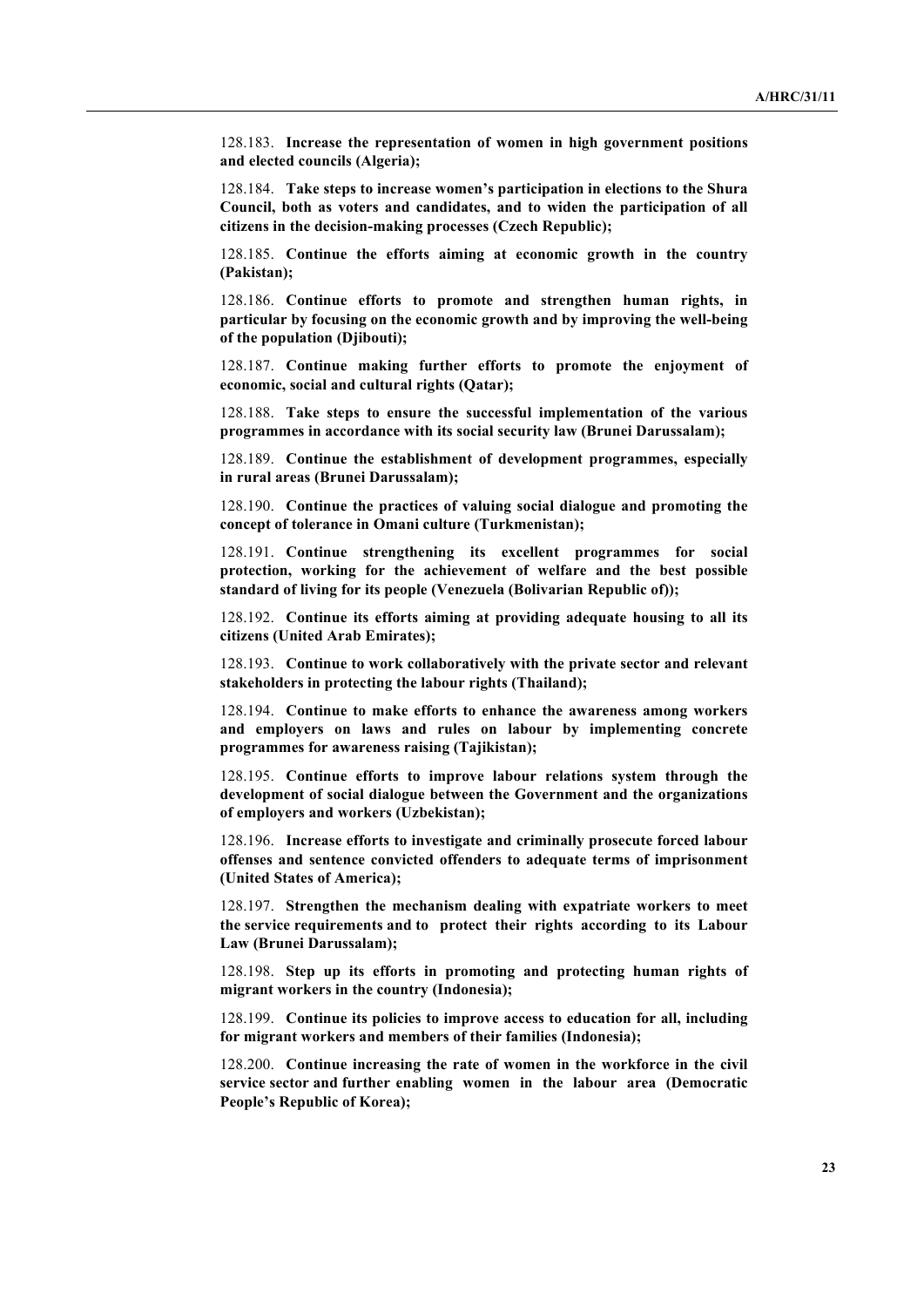128.183. **Increase the representation of women in high government positions and elected councils (Algeria);**

128.184. **Take steps to increase women's participation in elections to the Shura Council, both as voters and candidates, and to widen the participation of all citizens in the decision-making processes (Czech Republic);**

128.185. **Continue the efforts aiming at economic growth in the country (Pakistan);**

128.186. **Continue efforts to promote and strengthen human rights, in particular by focusing on the economic growth and by improving the well-being of the population (Djibouti);**

128.187. **Continue making further efforts to promote the enjoyment of economic, social and cultural rights (Qatar);**

128.188. **Take steps to ensure the successful implementation of the various programmes in accordance with its social security law (Brunei Darussalam);**

128.189. **Continue the establishment of development programmes, especially in rural areas (Brunei Darussalam);**

128.190. **Continue the practices of valuing social dialogue and promoting the concept of tolerance in Omani culture (Turkmenistan);**

128.191. **Continue strengthening its excellent programmes for social protection, working for the achievement of welfare and the best possible standard of living for its people (Venezuela (Bolivarian Republic of));**

128.192. **Continue its efforts aiming at providing adequate housing to all its citizens (United Arab Emirates);**

128.193. **Continue to work collaboratively with the private sector and relevant stakeholders in protecting the labour rights (Thailand);**

128.194. **Continue to make efforts to enhance the awareness among workers and employers on laws and rules on labour by implementing concrete programmes for awareness raising (Tajikistan);**

128.195. **Continue efforts to improve labour relations system through the development of social dialogue between the Government and the organizations of employers and workers (Uzbekistan);**

128.196. **Increase efforts to investigate and criminally prosecute forced labour offenses and sentence convicted offenders to adequate terms of imprisonment (United States of America);**

128.197. **Strengthen the mechanism dealing with expatriate workers to meet the service requirements and to protect their rights according to its Labour Law (Brunei Darussalam);**

128.198. **Step up its efforts in promoting and protecting human rights of migrant workers in the country (Indonesia);**

128.199. **Continue its policies to improve access to education for all, including for migrant workers and members of their families (Indonesia);**

128.200. **Continue increasing the rate of women in the workforce in the civil service sector and further enabling women in the labour area (Democratic People's Republic of Korea);**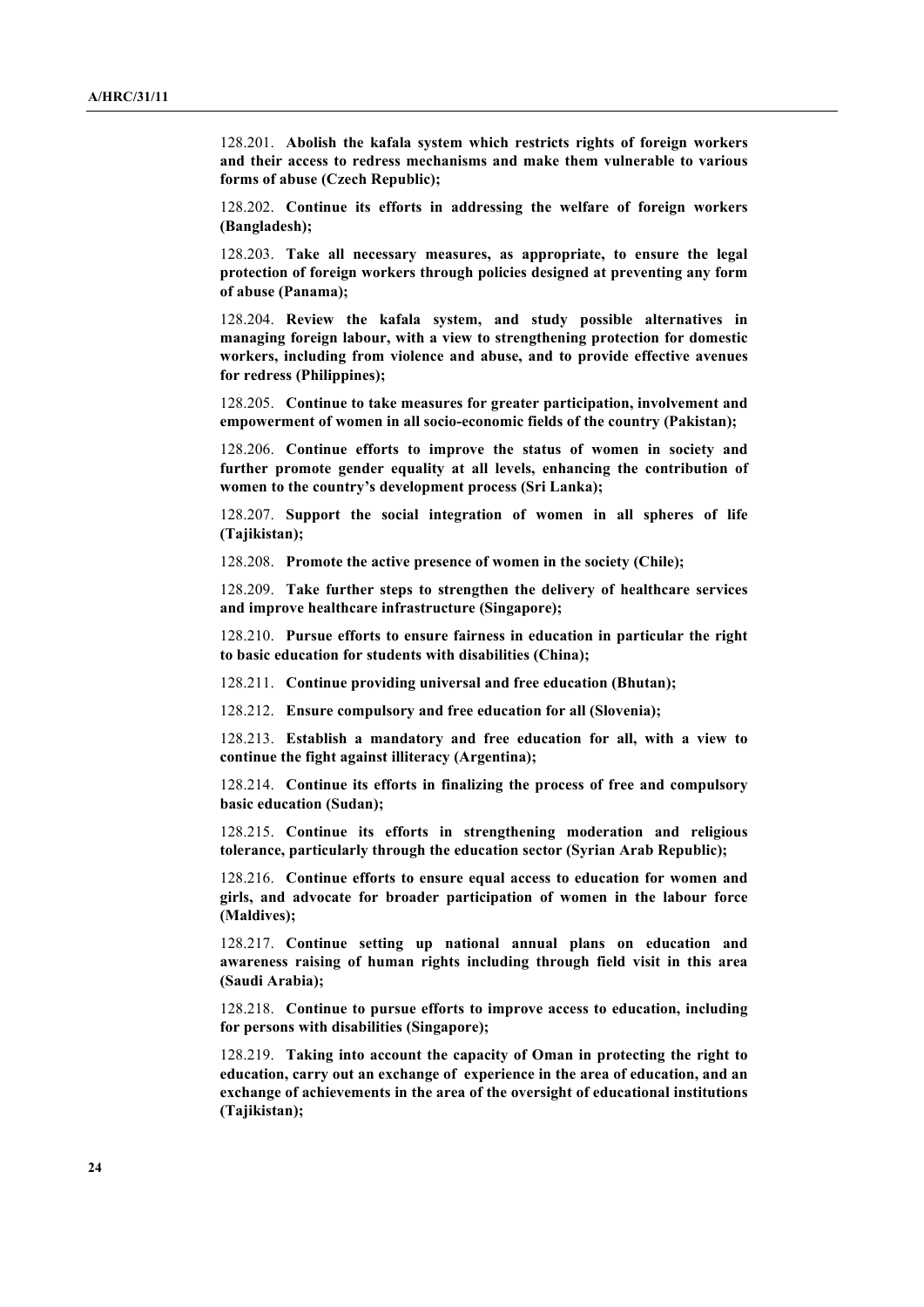128.201. **Abolish the kafala system which restricts rights of foreign workers and their access to redress mechanisms and make them vulnerable to various forms of abuse (Czech Republic);**

128.202. **Continue its efforts in addressing the welfare of foreign workers (Bangladesh);**

128.203. **Take all necessary measures, as appropriate, to ensure the legal protection of foreign workers through policies designed at preventing any form of abuse (Panama);**

128.204. **Review the kafala system, and study possible alternatives in managing foreign labour, with a view to strengthening protection for domestic workers, including from violence and abuse, and to provide effective avenues for redress (Philippines);**

128.205. **Continue to take measures for greater participation, involvement and empowerment of women in all socio-economic fields of the country (Pakistan);**

128.206. **Continue efforts to improve the status of women in society and further promote gender equality at all levels, enhancing the contribution of women to the country's development process (Sri Lanka);**

128.207. **Support the social integration of women in all spheres of life (Tajikistan);**

128.208. **Promote the active presence of women in the society (Chile);**

128.209. **Take further steps to strengthen the delivery of healthcare services and improve healthcare infrastructure (Singapore);**

128.210. **Pursue efforts to ensure fairness in education in particular the right to basic education for students with disabilities (China);**

128.211. **Continue providing universal and free education (Bhutan);**

128.212. **Ensure compulsory and free education for all (Slovenia);**

128.213. **Establish a mandatory and free education for all, with a view to continue the fight against illiteracy (Argentina);**

128.214. **Continue its efforts in finalizing the process of free and compulsory basic education (Sudan);**

128.215. **Continue its efforts in strengthening moderation and religious tolerance, particularly through the education sector (Syrian Arab Republic);**

128.216. **Continue efforts to ensure equal access to education for women and girls, and advocate for broader participation of women in the labour force (Maldives);**

128.217. **Continue setting up national annual plans on education and awareness raising of human rights including through field visit in this area (Saudi Arabia);**

128.218. **Continue to pursue efforts to improve access to education, including for persons with disabilities (Singapore);**

128.219. **Taking into account the capacity of Oman in protecting the right to education, carry out an exchange of experience in the area of education, and an exchange of achievements in the area of the oversight of educational institutions (Tajikistan);**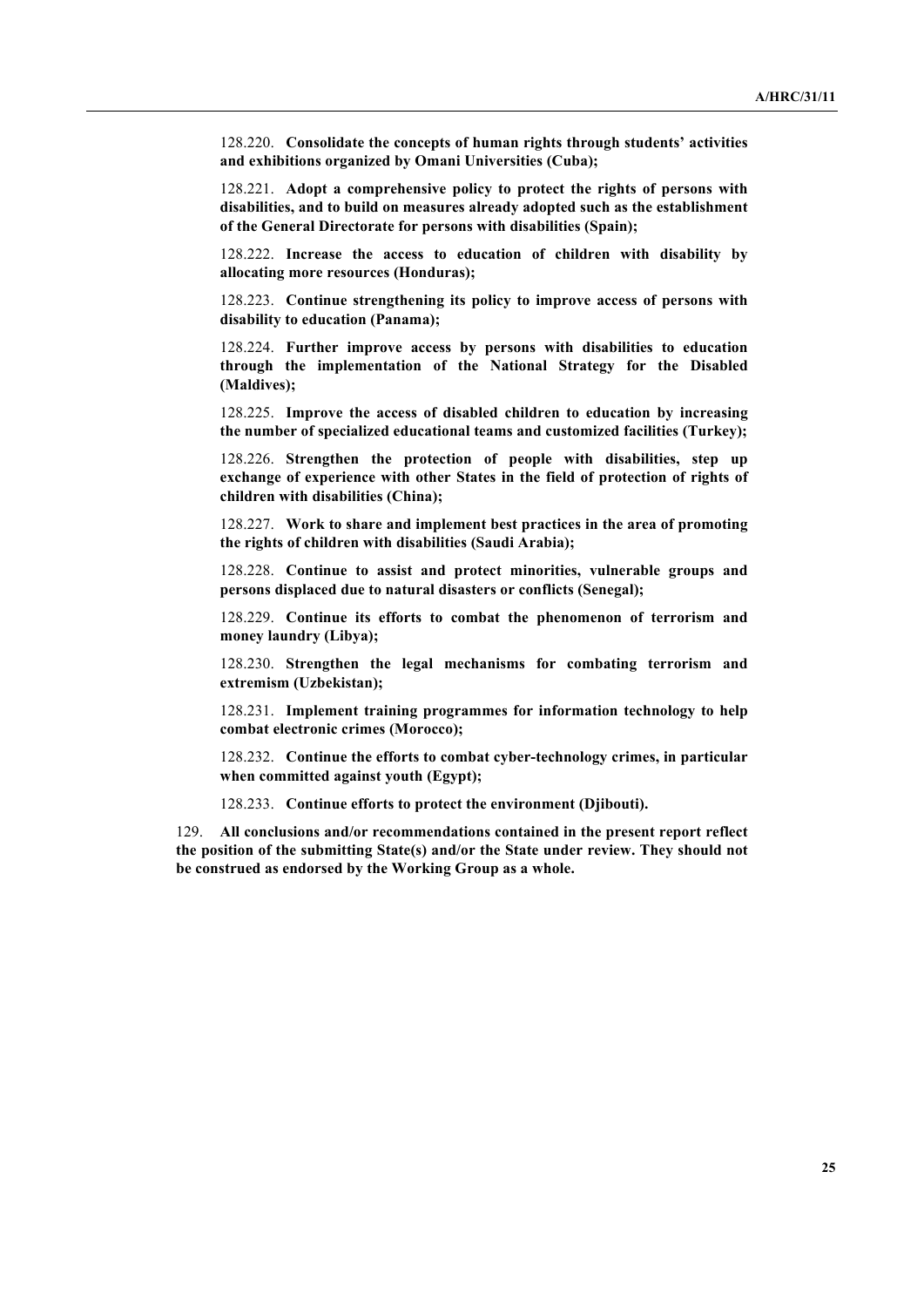128.220. **Consolidate the concepts of human rights through students' activities and exhibitions organized by Omani Universities (Cuba);**

128.221. **Adopt a comprehensive policy to protect the rights of persons with disabilities, and to build on measures already adopted such as the establishment of the General Directorate for persons with disabilities (Spain);**

128.222. **Increase the access to education of children with disability by allocating more resources (Honduras);**

128.223. **Continue strengthening its policy to improve access of persons with disability to education (Panama);**

128.224. **Further improve access by persons with disabilities to education through the implementation of the National Strategy for the Disabled (Maldives);**

128.225. **Improve the access of disabled children to education by increasing the number of specialized educational teams and customized facilities (Turkey);**

128.226. **Strengthen the protection of people with disabilities, step up exchange of experience with other States in the field of protection of rights of children with disabilities (China);**

128.227. **Work to share and implement best practices in the area of promoting the rights of children with disabilities (Saudi Arabia);**

128.228. **Continue to assist and protect minorities, vulnerable groups and persons displaced due to natural disasters or conflicts (Senegal);**

128.229. **Continue its efforts to combat the phenomenon of terrorism and money laundry (Libya);**

128.230. **Strengthen the legal mechanisms for combating terrorism and extremism (Uzbekistan);**

128.231. **Implement training programmes for information technology to help combat electronic crimes (Morocco);**

128.232. **Continue the efforts to combat cyber-technology crimes, in particular when committed against youth (Egypt);**

128.233. **Continue efforts to protect the environment (Djibouti).**

129. **All conclusions and/or recommendations contained in the present report reflect the position of the submitting State(s) and/or the State under review. They should not be construed as endorsed by the Working Group as a whole.**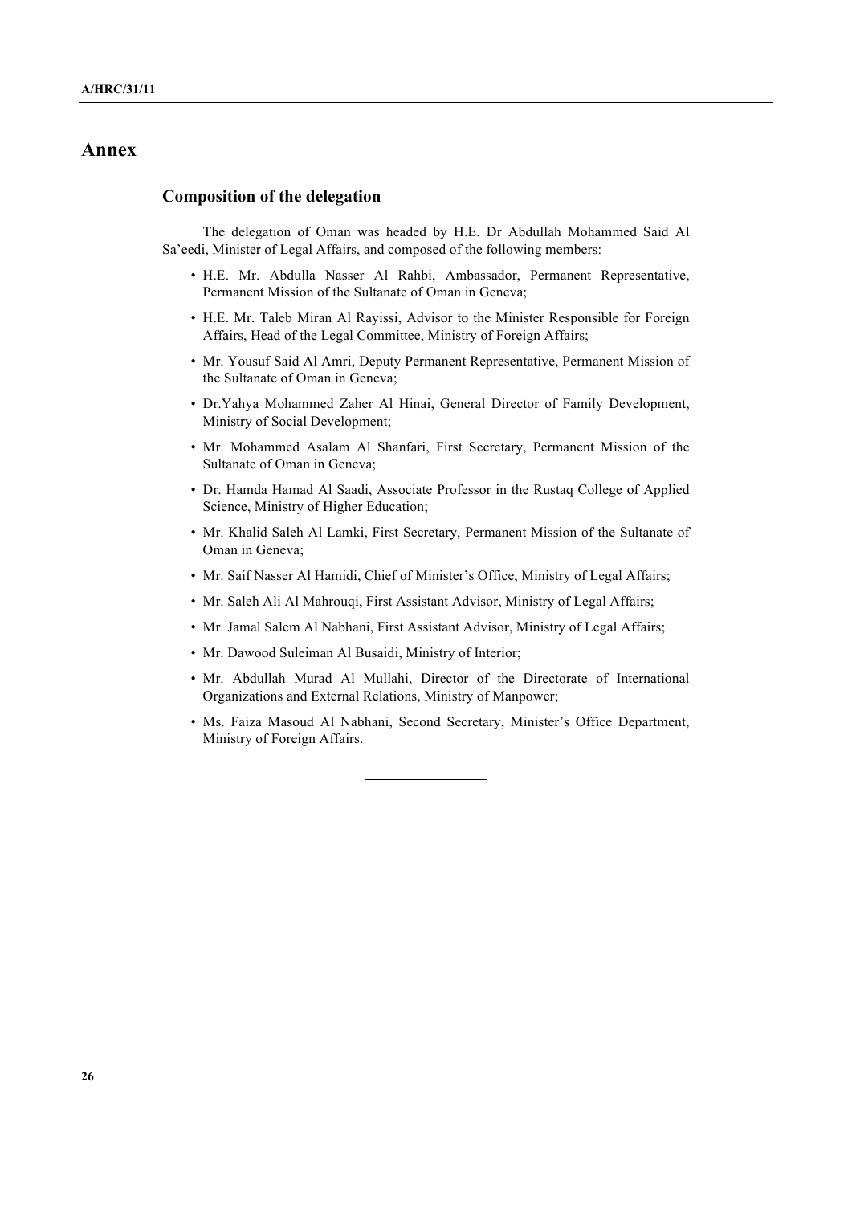# Annex

## Composition of the delegation

The delegation of Oman was headed by H.E. Dr Abdullah Mohammed Said Al Sa'eedi, Minister of Legal Affairs, and composed of the following members:

- H.E. Mr. Abdulla Nasser Al Rahbi, Ambassador, Permanent Representative, Permanent Mission of the Sultanate of Oman in Geneva;
- H.E. Mr. Taleb Miran Al Rayissi, Advisor to the Minister Responsible for Foreign Affairs, Head of the Legal Committee, Ministry of Foreign Affairs;
- Mr. Yousuf Said Al Amri, Deputy Permanent Representative, Permanent Mission of the Sultanate of Oman in Geneva;
- Dr.Yahya Mohammed Zaher Al Hinai, General Director of Family Development, Ministry of Social Development;
- Mr. Mohammed Asalam Al Shanfari, First Secretary, Permanent Mission of the Sultanate of Oman in Geneva;
- Dr. Hamda Hamad Al Saadi, Associate Professor in the Rustaq College of Applied Science, Ministry of Higher Education;
- Mr. Khalid Saleh Al Lamki, First Secretary, Permanent Mission of the Sultanate of Oman in Geneva;
- Mr. Saif Nasser Al Hamidi, Chief of Minister's Office, Ministry of Legal Affairs;
- Mr. Saleh Ali Al Mahrouqi, First Assistant Advisor, Ministry of Legal Affairs;
- Mr. Jamal Salem Al Nabhani, First Assistant Advisor, Ministry of Legal Affairs;
- Mr. Dawood Suleiman Al Busaidi, Ministry of Interior;
- Mr. Abdullah Murad Al Mullahi, Director of the Directorate of International Organizations and External Relations, Ministry of Manpower;
- Ms. Faiza Masoud Al Nabhani, Second Secretary, Minister's Office Department, Ministry of Foreign Affairs.